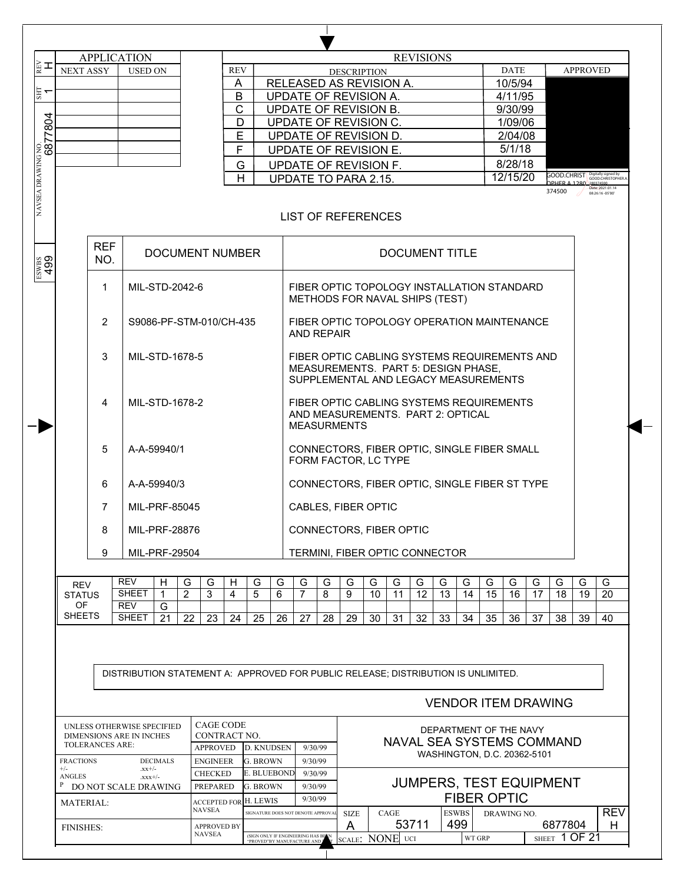| APPLICATION | |
|---|---|
| NEXT ASSY | USED ON |
| | |
| | |
| | |
| | |
| | |
| | |

REV H | SHT 1 | NAVSEA DRAWING NO. 6877804 | ESWBS 499

## REVISIONS

| REV | DESCRIPTION | DATE | APPROVED |
|---|---|---|---|
| A | RELEASED AS REVISION A. | 10/5/94 | |
| B | UPDATE OF REVISION A. | 4/11/95 | |
| C | UPDATE OF REVISION B. | 9/30/99 | |
| D | UPDATE OF REVISION C. | 1/09/06 | |
| E | UPDATE OF REVISION D. | 2/04/08 | |
| F | UPDATE OF REVISION E. | 5/1/18 | |
| G | UPDATE OF REVISION F. | 8/28/18 | |
| H | UPDATE TO PARA 2.15. | 12/15/20 | GOOD.CHRISTOPHER.A.1280374500 Digitally signed by GOOD.CHRISTOPHER.A.1280374500 Date: 2021.01.14 08:26:16 -05'00' |

## LIST OF REFERENCES

| REF NO. | DOCUMENT NUMBER | DOCUMENT TITLE |
|---|---|---|
| 1 | MIL-STD-2042-6 | FIBER OPTIC TOPOLOGY INSTALLATION STANDARD METHODS FOR NAVAL SHIPS (TEST) |
| 2 | S9086-PF-STM-010/CH-435 | FIBER OPTIC TOPOLOGY OPERATION MAINTENANCE AND REPAIR |
| 3 | MIL-STD-1678-5 | FIBER OPTIC CABLING SYSTEMS REQUIREMENTS AND MEASUREMENTS. PART 5: DESIGN PHASE, SUPPLEMENTAL AND LEGACY MEASUREMENTS |
| 4 | MIL-STD-1678-2 | FIBER OPTIC CABLING SYSTEMS REQUIREMENTS AND MEASUREMENTS. PART 2: OPTICAL MEASURMENTS |
| 5 | A-A-59940/1 | CONNECTORS, FIBER OPTIC, SINGLE FIBER SMALL FORM FACTOR, LC TYPE |
| 6 | A-A-59940/3 | CONNECTORS, FIBER OPTIC, SINGLE FIBER ST TYPE |
| 7 | MIL-PRF-85045 | CABLES, FIBER OPTIC |
| 8 | MIL-PRF-28876 | CONNECTORS, FIBER OPTIC |
| 9 | MIL-PRF-29504 | TERMINI, FIBER OPTIC CONNECTOR |

| REV STATUS OF SHEETS | | | | | | | | | | | | | | | | | | | | | |
|---|---|---|---|---|---|---|---|---|---|---|---|---|---|---|---|---|---|---|---|---|---|
| | REV | H | G | G | H | G | G | G | G | G | G | G | G | G | G | G | G | G | G | G | G |
| | SHEET | 1 | 2 | 3 | 4 | 5 | 6 | 7 | 8 | 9 | 10 | 11 | 12 | 13 | 14 | 15 | 16 | 17 | 18 | 19 | 20 |
| | REV | G | | | | | | | | | | | | | | | | | | | |
| | SHEET | 21 | 22 | 23 | 24 | 25 | 26 | 27 | 28 | 29 | 30 | 31 | 32 | 33 | 34 | 35 | 36 | 37 | 38 | 39 | 40 |

DISTRIBUTION STATEMENT A: APPROVED FOR PUBLIC RELEASE; DISTRIBUTION IS UNLIMITED.

VENDOR ITEM DRAWING

| UNLESS OTHERWISE SPECIFIED DIMENSIONS ARE IN INCHES TOLERANCES ARE: | CAGE CODE CONTRACT NO. | | | DEPARTMENT OF THE NAVY NAVAL SEA SYSTEMS COMMAND WASHINGTON, D.C. 20362-5101 |
|---|---|---|---|---|
| | APPROVED | D. KNUDSEN | 9/30/99 | |
| FRACTIONS +/- DECIMALS .xx+/- | ENGINEER | G. BROWN | 9/30/99 | |
| ANGLES .xxx+/- | CHECKED | E. BLUEBOND | 9/30/99 | JUMPERS, TEST EQUIPMENT FIBER OPTIC |
| DO NOT SCALE DRAWING | PREPARED | G. BROWN | 9/30/99 | |
| MATERIAL: | ACCEPTED FOR NAVSEA | H. LEWIS | 9/30/99 | |
| | | SIGNATURE DOES NOT DENOTE APPROVAL | | SIZE A; CAGE 53711; ESWBS 499; DRAWING NO. 6877804; REV H |
| FINISHES: | APPROVED BY NAVSEA | (SIGN ONLY IF ENGINEERING HAS BEEN "PROVED" BY MANUFACTURE AND TEST) | | SCALE: NONE; UCI; WT GRP; SHEET 1 OF 21 |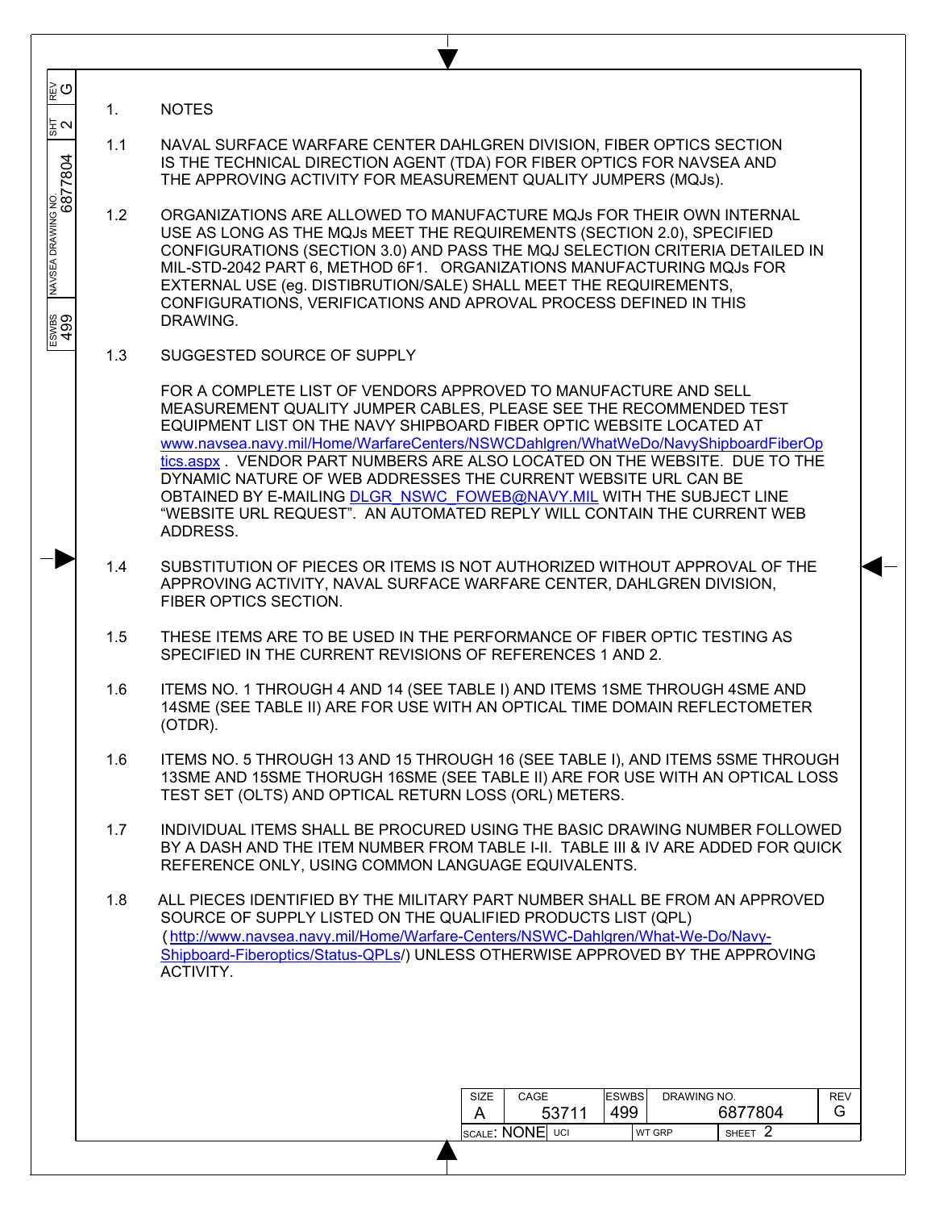1. NOTES

1.1 NAVAL SURFACE WARFARE CENTER DAHLGREN DIVISION, FIBER OPTICS SECTION IS THE TECHNICAL DIRECTION AGENT (TDA) FOR FIBER OPTICS FOR NAVSEA AND THE APPROVING ACTIVITY FOR MEASUREMENT QUALITY JUMPERS (MQJs).

1.2 ORGANIZATIONS ARE ALLOWED TO MANUFACTURE MQJs FOR THEIR OWN INTERNAL USE AS LONG AS THE MQJs MEET THE REQUIREMENTS (SECTION 2.0), SPECIFIED CONFIGURATIONS (SECTION 3.0) AND PASS THE MQJ SELECTION CRITERIA DETAILED IN MIL-STD-2042 PART 6, METHOD 6F1. ORGANIZATIONS MANUFACTURING MQJs FOR EXTERNAL USE (eg. DISTIBRUTION/SALE) SHALL MEET THE REQUIREMENTS, CONFIGURATIONS, VERIFICATIONS AND APROVAL PROCESS DEFINED IN THIS DRAWING.

1.3 SUGGESTED SOURCE OF SUPPLY

FOR A COMPLETE LIST OF VENDORS APPROVED TO MANUFACTURE AND SELL MEASUREMENT QUALITY JUMPER CABLES, PLEASE SEE THE RECOMMENDED TEST EQUIPMENT LIST ON THE NAVY SHIPBOARD FIBER OPTIC WEBSITE LOCATED AT www.navsea.navy.mil/Home/WarfareCenters/NSWCDahlgren/WhatWeDo/NavyShipboardFiberOptics.aspx . VENDOR PART NUMBERS ARE ALSO LOCATED ON THE WEBSITE. DUE TO THE DYNAMIC NATURE OF WEB ADDRESSES THE CURRENT WEBSITE URL CAN BE OBTAINED BY E-MAILING DLGR_NSWC_FOWEB@NAVY.MIL WITH THE SUBJECT LINE "WEBSITE URL REQUEST". AN AUTOMATED REPLY WILL CONTAIN THE CURRENT WEB ADDRESS.

1.4 SUBSTITUTION OF PIECES OR ITEMS IS NOT AUTHORIZED WITHOUT APPROVAL OF THE APPROVING ACTIVITY, NAVAL SURFACE WARFARE CENTER, DAHLGREN DIVISION, FIBER OPTICS SECTION.

1.5 THESE ITEMS ARE TO BE USED IN THE PERFORMANCE OF FIBER OPTIC TESTING AS SPECIFIED IN THE CURRENT REVISIONS OF REFERENCES 1 AND 2.

1.6 ITEMS NO. 1 THROUGH 4 AND 14 (SEE TABLE I) AND ITEMS 1SME THROUGH 4SME AND 14SME (SEE TABLE II) ARE FOR USE WITH AN OPTICAL TIME DOMAIN REFLECTOMETER (OTDR).

1.6 ITEMS NO. 5 THROUGH 13 AND 15 THROUGH 16 (SEE TABLE I), AND ITEMS 5SME THROUGH 13SME AND 15SME THORUGH 16SME (SEE TABLE II) ARE FOR USE WITH AN OPTICAL LOSS TEST SET (OLTS) AND OPTICAL RETURN LOSS (ORL) METERS.

1.7 INDIVIDUAL ITEMS SHALL BE PROCURED USING THE BASIC DRAWING NUMBER FOLLOWED BY A DASH AND THE ITEM NUMBER FROM TABLE I-II. TABLE III & IV ARE ADDED FOR QUICK REFERENCE ONLY, USING COMMON LANGUAGE EQUIVALENTS.

1.8 ALL PIECES IDENTIFIED BY THE MILITARY PART NUMBER SHALL BE FROM AN APPROVED SOURCE OF SUPPLY LISTED ON THE QUALIFIED PRODUCTS LIST (QPL) (http://www.navsea.navy.mil/Home/Warfare-Centers/NSWC-Dahlgren/What-We-Do/Navy-Shipboard-Fiberoptics/Status-QPLs/) UNLESS OTHERWISE APPROVED BY THE APPROVING ACTIVITY.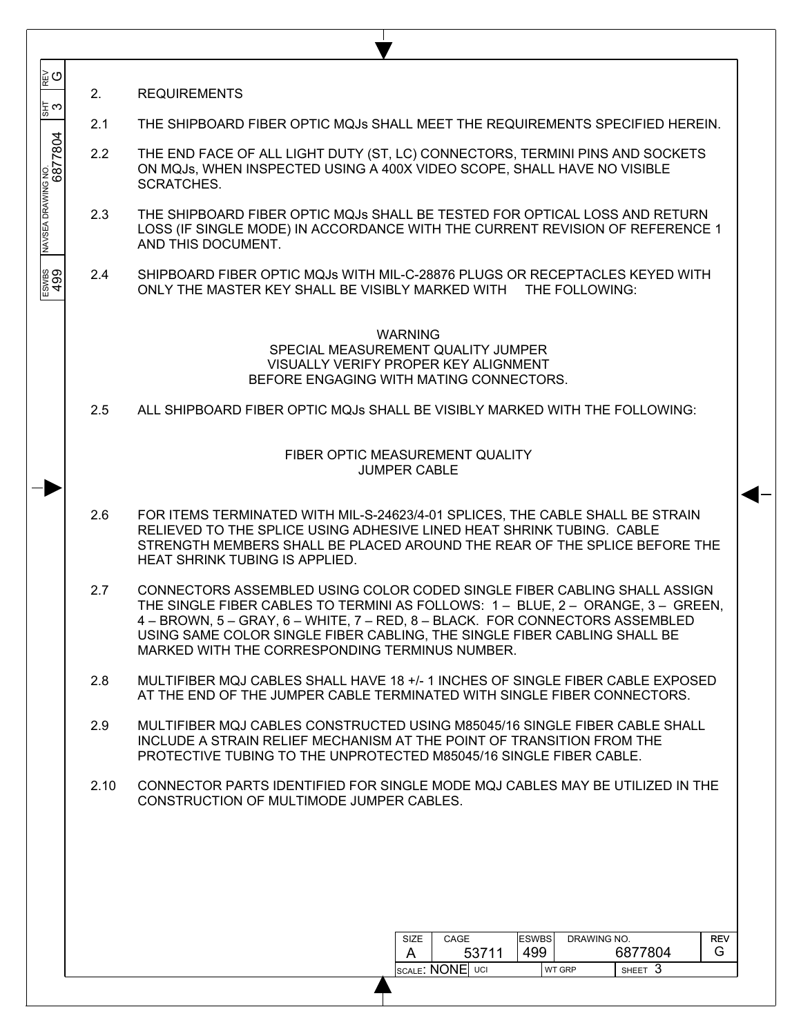## 2. REQUIREMENTS

2.1 THE SHIPBOARD FIBER OPTIC MQJs SHALL MEET THE REQUIREMENTS SPECIFIED HEREIN.

2.2 THE END FACE OF ALL LIGHT DUTY (ST, LC) CONNECTORS, TERMINI PINS AND SOCKETS ON MQJs, WHEN INSPECTED USING A 400X VIDEO SCOPE, SHALL HAVE NO VISIBLE SCRATCHES.

2.3 THE SHIPBOARD FIBER OPTIC MQJs SHALL BE TESTED FOR OPTICAL LOSS AND RETURN LOSS (IF SINGLE MODE) IN ACCORDANCE WITH THE CURRENT REVISION OF REFERENCE 1 AND THIS DOCUMENT.

2.4 SHIPBOARD FIBER OPTIC MQJs WITH MIL-C-28876 PLUGS OR RECEPTACLES KEYED WITH ONLY THE MASTER KEY SHALL BE VISIBLY MARKED WITH THE FOLLOWING:

WARNING
SPECIAL MEASUREMENT QUALITY JUMPER
VISUALLY VERIFY PROPER KEY ALIGNMENT
BEFORE ENGAGING WITH MATING CONNECTORS.

2.5 ALL SHIPBOARD FIBER OPTIC MQJs SHALL BE VISIBLY MARKED WITH THE FOLLOWING:

FIBER OPTIC MEASUREMENT QUALITY
JUMPER CABLE

2.6 FOR ITEMS TERMINATED WITH MIL-S-24623/4-01 SPLICES, THE CABLE SHALL BE STRAIN RELIEVED TO THE SPLICE USING ADHESIVE LINED HEAT SHRINK TUBING. CABLE STRENGTH MEMBERS SHALL BE PLACED AROUND THE REAR OF THE SPLICE BEFORE THE HEAT SHRINK TUBING IS APPLIED.

2.7 CONNECTORS ASSEMBLED USING COLOR CODED SINGLE FIBER CABLING SHALL ASSIGN THE SINGLE FIBER CABLES TO TERMINI AS FOLLOWS: 1 – BLUE, 2 – ORANGE, 3 – GREEN, 4 – BROWN, 5 – GRAY, 6 – WHITE, 7 – RED, 8 – BLACK. FOR CONNECTORS ASSEMBLED USING SAME COLOR SINGLE FIBER CABLING, THE SINGLE FIBER CABLING SHALL BE MARKED WITH THE CORRESPONDING TERMINUS NUMBER.

2.8 MULTIFIBER MQJ CABLES SHALL HAVE 18 +/- 1 INCHES OF SINGLE FIBER CABLE EXPOSED AT THE END OF THE JUMPER CABLE TERMINATED WITH SINGLE FIBER CONNECTORS.

2.9 MULTIFIBER MQJ CABLES CONSTRUCTED USING M85045/16 SINGLE FIBER CABLE SHALL INCLUDE A STRAIN RELIEF MECHANISM AT THE POINT OF TRANSITION FROM THE PROTECTIVE TUBING TO THE UNPROTECTED M85045/16 SINGLE FIBER CABLE.

2.10 CONNECTOR PARTS IDENTIFIED FOR SINGLE MODE MQJ CABLES MAY BE UTILIZED IN THE CONSTRUCTION OF MULTIMODE JUMPER CABLES.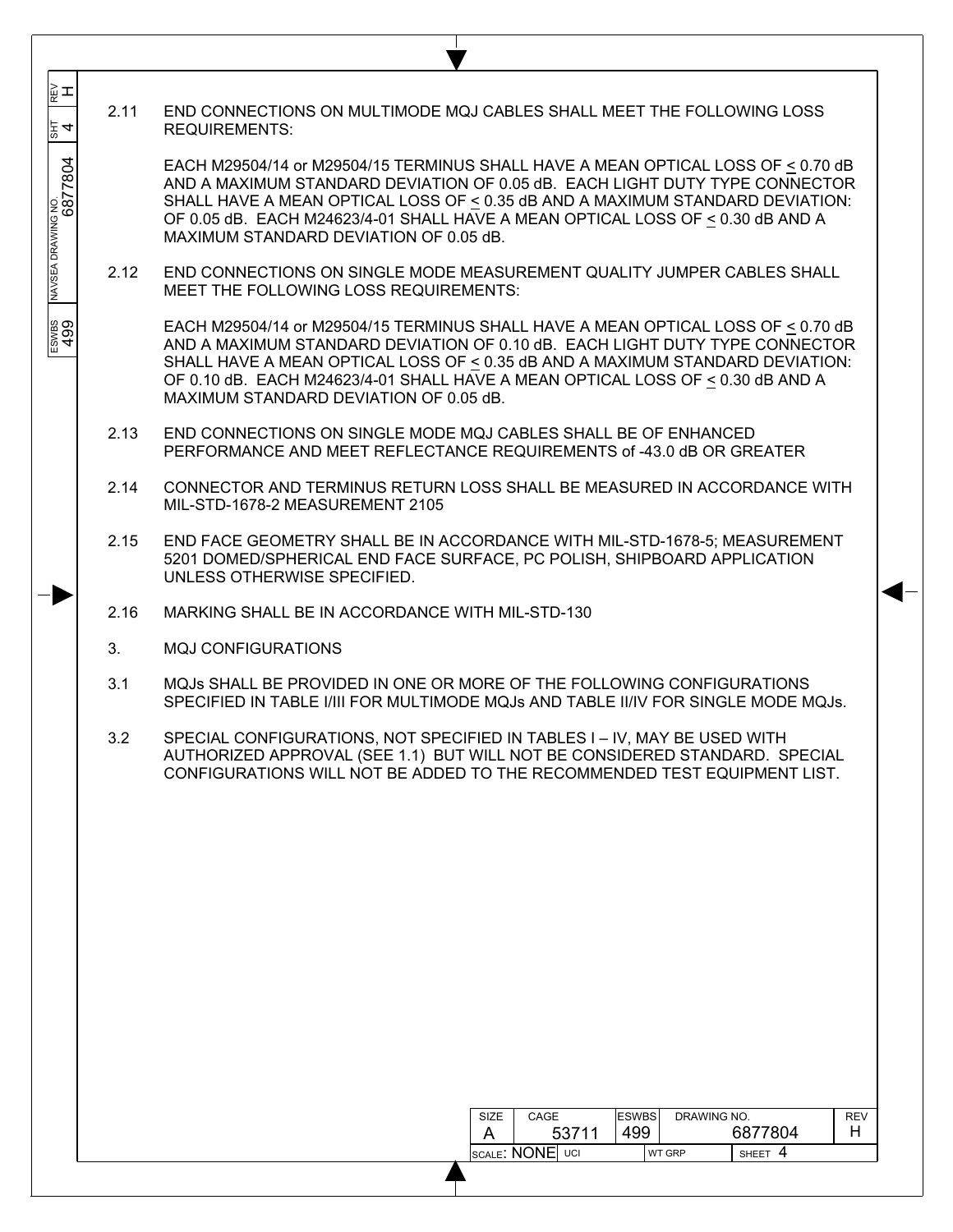2.11 END CONNECTIONS ON MULTIMODE MQJ CABLES SHALL MEET THE FOLLOWING LOSS REQUIREMENTS:

EACH M29504/14 or M29504/15 TERMINUS SHALL HAVE A MEAN OPTICAL LOSS OF ≤ 0.70 dB AND A MAXIMUM STANDARD DEVIATION OF 0.05 dB. EACH LIGHT DUTY TYPE CONNECTOR SHALL HAVE A MEAN OPTICAL LOSS OF ≤ 0.35 dB AND A MAXIMUM STANDARD DEVIATION: OF 0.05 dB. EACH M24623/4-01 SHALL HAVE A MEAN OPTICAL LOSS OF ≤ 0.30 dB AND A MAXIMUM STANDARD DEVIATION OF 0.05 dB.

2.12 END CONNECTIONS ON SINGLE MODE MEASUREMENT QUALITY JUMPER CABLES SHALL MEET THE FOLLOWING LOSS REQUIREMENTS:

EACH M29504/14 or M29504/15 TERMINUS SHALL HAVE A MEAN OPTICAL LOSS OF ≤ 0.70 dB AND A MAXIMUM STANDARD DEVIATION OF 0.10 dB. EACH LIGHT DUTY TYPE CONNECTOR SHALL HAVE A MEAN OPTICAL LOSS OF ≤ 0.35 dB AND A MAXIMUM STANDARD DEVIATION: OF 0.10 dB. EACH M24623/4-01 SHALL HAVE A MEAN OPTICAL LOSS OF ≤ 0.30 dB AND A MAXIMUM STANDARD DEVIATION OF 0.05 dB.

2.13 END CONNECTIONS ON SINGLE MODE MQJ CABLES SHALL BE OF ENHANCED PERFORMANCE AND MEET REFLECTANCE REQUIREMENTS of -43.0 dB OR GREATER

2.14 CONNECTOR AND TERMINUS RETURN LOSS SHALL BE MEASURED IN ACCORDANCE WITH MIL-STD-1678-2 MEASUREMENT 2105

2.15 END FACE GEOMETRY SHALL BE IN ACCORDANCE WITH MIL-STD-1678-5; MEASUREMENT 5201 DOMED/SPHERICAL END FACE SURFACE, PC POLISH, SHIPBOARD APPLICATION UNLESS OTHERWISE SPECIFIED.

2.16 MARKING SHALL BE IN ACCORDANCE WITH MIL-STD-130

3. MQJ CONFIGURATIONS

3.1 MQJs SHALL BE PROVIDED IN ONE OR MORE OF THE FOLLOWING CONFIGURATIONS SPECIFIED IN TABLE I/III FOR MULTIMODE MQJs AND TABLE II/IV FOR SINGLE MODE MQJs.

3.2 SPECIAL CONFIGURATIONS, NOT SPECIFIED IN TABLES I – IV, MAY BE USED WITH AUTHORIZED APPROVAL (SEE 1.1) BUT WILL NOT BE CONSIDERED STANDARD. SPECIAL CONFIGURATIONS WILL NOT BE ADDED TO THE RECOMMENDED TEST EQUIPMENT LIST.

| SIZE | CAGE | ESWBS | DRAWING NO. | REV |
|---|---|---|---|---|
| A | 53711 | 499 | 6877804 | H |
| SCALE: NONE | UCI | WT GRP | SHEET 4 | |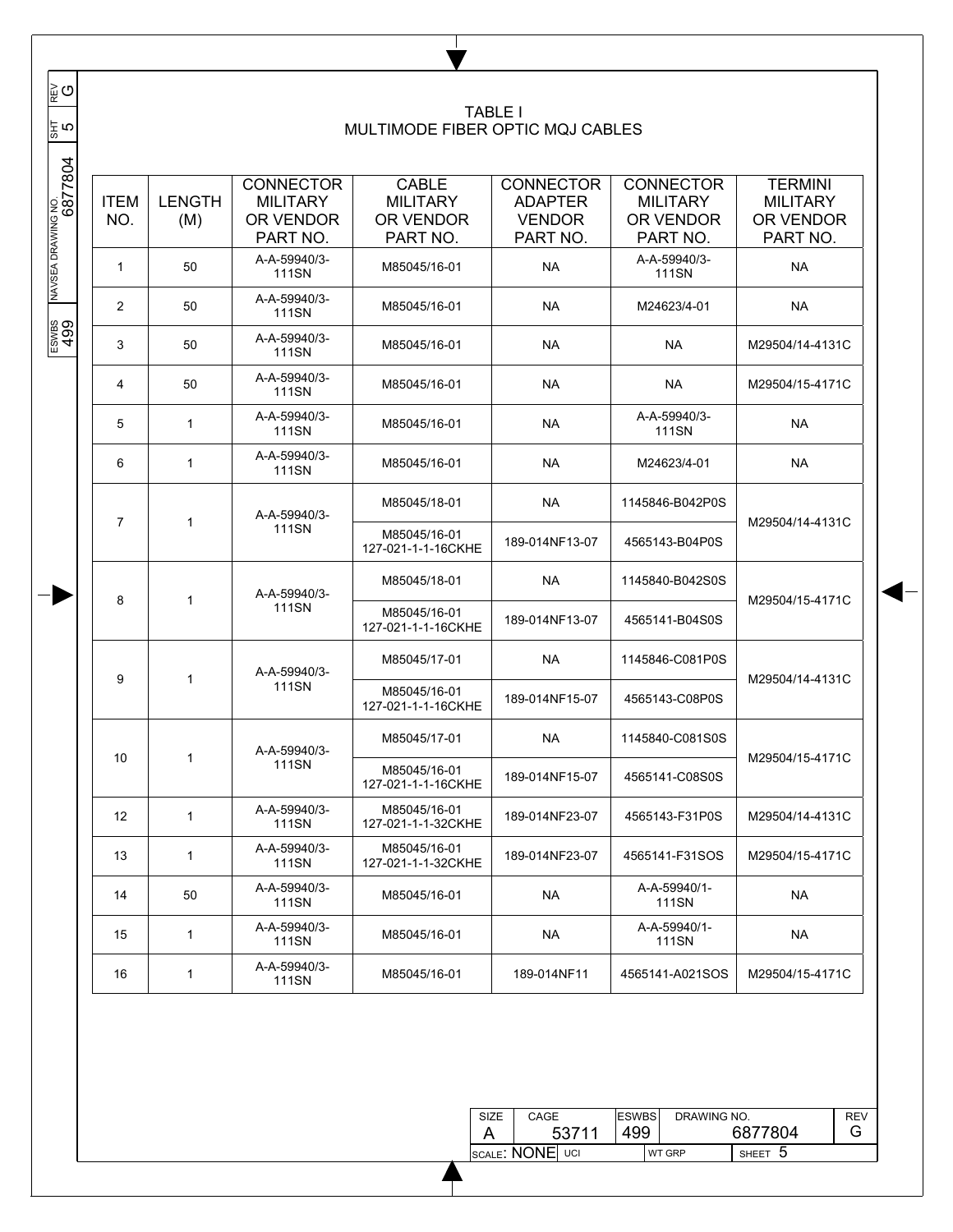# TABLE I
## MULTIMODE FIBER OPTIC MQJ CABLES

| ITEM NO. | LENGTH (M) | CONNECTOR MILITARY OR VENDOR PART NO. | CABLE MILITARY OR VENDOR PART NO. | CONNECTOR ADAPTER VENDOR PART NO. | CONNECTOR MILITARY OR VENDOR PART NO. | TERMINI MILITARY OR VENDOR PART NO. |
|---|---|---|---|---|---|---|
| 1 | 50 | A-A-59940/3-111SN | M85045/16-01 | NA | A-A-59940/3-111SN | NA |
| 2 | 50 | A-A-59940/3-111SN | M85045/16-01 | NA | M24623/4-01 | NA |
| 3 | 50 | A-A-59940/3-111SN | M85045/16-01 | NA | NA | M29504/14-4131C |
| 4 | 50 | A-A-59940/3-111SN | M85045/16-01 | NA | NA | M29504/15-4171C |
| 5 | 1 | A-A-59940/3-111SN | M85045/16-01 | NA | A-A-59940/3-111SN | NA |
| 6 | 1 | A-A-59940/3-111SN | M85045/16-01 | NA | M24623/4-01 | NA |
| 7 | 1 | A-A-59940/3-111SN | M85045/18-01 | NA | 1145846-B042P0S | M29504/14-4131C |
| | | | M85045/16-01 127-021-1-1-16CKHE | 189-014NF13-07 | 4565143-B04P0S | |
| 8 | 1 | A-A-59940/3-111SN | M85045/18-01 | NA | 1145840-B042S0S | M29504/15-4171C |
| | | | M85045/16-01 127-021-1-1-16CKHE | 189-014NF13-07 | 4565141-B04S0S | |
| 9 | 1 | A-A-59940/3-111SN | M85045/17-01 | NA | 1145846-C081P0S | M29504/14-4131C |
| | | | M85045/16-01 127-021-1-1-16CKHE | 189-014NF15-07 | 4565143-C08P0S | |
| 10 | 1 | A-A-59940/3-111SN | M85045/17-01 | NA | 1145840-C081S0S | M29504/15-4171C |
| | | | M85045/16-01 127-021-1-1-16CKHE | 189-014NF15-07 | 4565141-C08S0S | |
| 12 | 1 | A-A-59940/3-111SN | M85045/16-01 127-021-1-1-32CKHE | 189-014NF23-07 | 4565143-F31P0S | M29504/14-4131C |
| 13 | 1 | A-A-59940/3-111SN | M85045/16-01 127-021-1-1-32CKHE | 189-014NF23-07 | 4565141-F31SOS | M29504/15-4171C |
| 14 | 50 | A-A-59940/3-111SN | M85045/16-01 | NA | A-A-59940/1-111SN | NA |
| 15 | 1 | A-A-59940/3-111SN | M85045/16-01 | NA | A-A-59940/1-111SN | NA |
| 16 | 1 | A-A-59940/3-111SN | M85045/16-01 | 189-014NF11 | 4565141-A021SOS | M29504/15-4171C |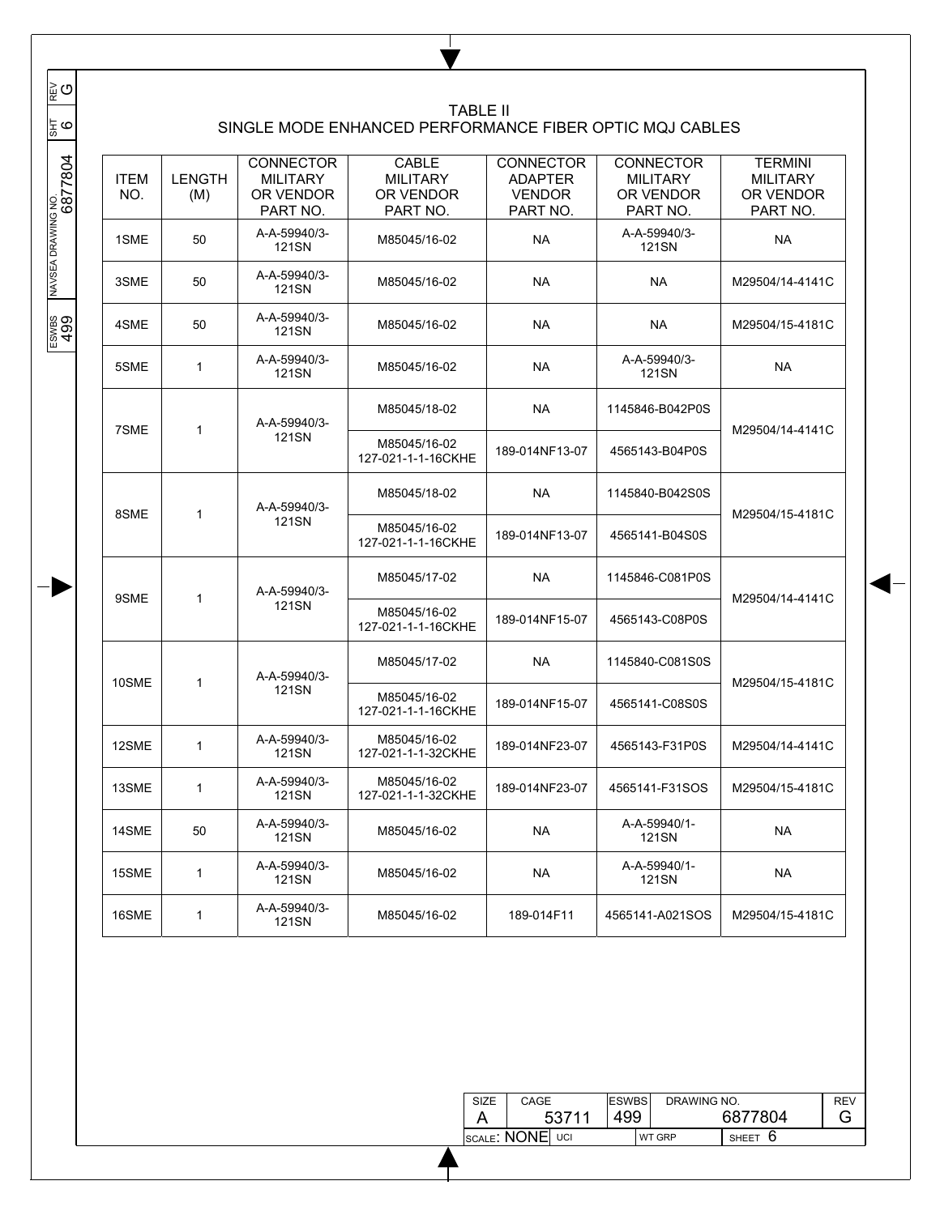# TABLE II
## SINGLE MODE ENHANCED PERFORMANCE FIBER OPTIC MQJ CABLES

| ITEM NO. | LENGTH (M) | CONNECTOR MILITARY OR VENDOR PART NO. | CABLE MILITARY OR VENDOR PART NO. | CONNECTOR ADAPTER VENDOR PART NO. | CONNECTOR MILITARY OR VENDOR PART NO. | TERMINI MILITARY OR VENDOR PART NO. |
|---|---|---|---|---|---|---|
| 1SME | 50 | A-A-59940/3-121SN | M85045/16-02 | NA | A-A-59940/3-121SN | NA |
| 3SME | 50 | A-A-59940/3-121SN | M85045/16-02 | NA | NA | M29504/14-4141C |
| 4SME | 50 | A-A-59940/3-121SN | M85045/16-02 | NA | NA | M29504/15-4181C |
| 5SME | 1 | A-A-59940/3-121SN | M85045/16-02 | NA | A-A-59940/3-121SN | NA |
| 7SME | 1 | A-A-59940/3-121SN | M85045/18-02 | NA | 1145846-B042P0S | M29504/14-4141C |
| | | | M85045/16-02 127-021-1-1-16CKHE | 189-014NF13-07 | 4565143-B04P0S | |
| 8SME | 1 | A-A-59940/3-121SN | M85045/18-02 | NA | 1145840-B042S0S | M29504/15-4181C |
| | | | M85045/16-02 127-021-1-1-16CKHE | 189-014NF13-07 | 4565141-B04S0S | |
| 9SME | 1 | A-A-59940/3-121SN | M85045/17-02 | NA | 1145846-C081P0S | M29504/14-4141C |
| | | | M85045/16-02 127-021-1-1-16CKHE | 189-014NF15-07 | 4565143-C08P0S | |
| 10SME | 1 | A-A-59940/3-121SN | M85045/17-02 | NA | 1145840-C081S0S | M29504/15-4181C |
| | | | M85045/16-02 127-021-1-1-16CKHE | 189-014NF15-07 | 4565141-C08S0S | |
| 12SME | 1 | A-A-59940/3-121SN | M85045/16-02 127-021-1-1-32CKHE | 189-014NF23-07 | 4565143-F31P0S | M29504/14-4141C |
| 13SME | 1 | A-A-59940/3-121SN | M85045/16-02 127-021-1-1-32CKHE | 189-014NF23-07 | 4565141-F31SOS | M29504/15-4181C |
| 14SME | 50 | A-A-59940/3-121SN | M85045/16-02 | NA | A-A-59940/1-121SN | NA |
| 15SME | 1 | A-A-59940/3-121SN | M85045/16-02 | NA | A-A-59940/1-121SN | NA |
| 16SME | 1 | A-A-59940/3-121SN | M85045/16-02 | 189-014F11 | 4565141-A021SOS | M29504/15-4181C |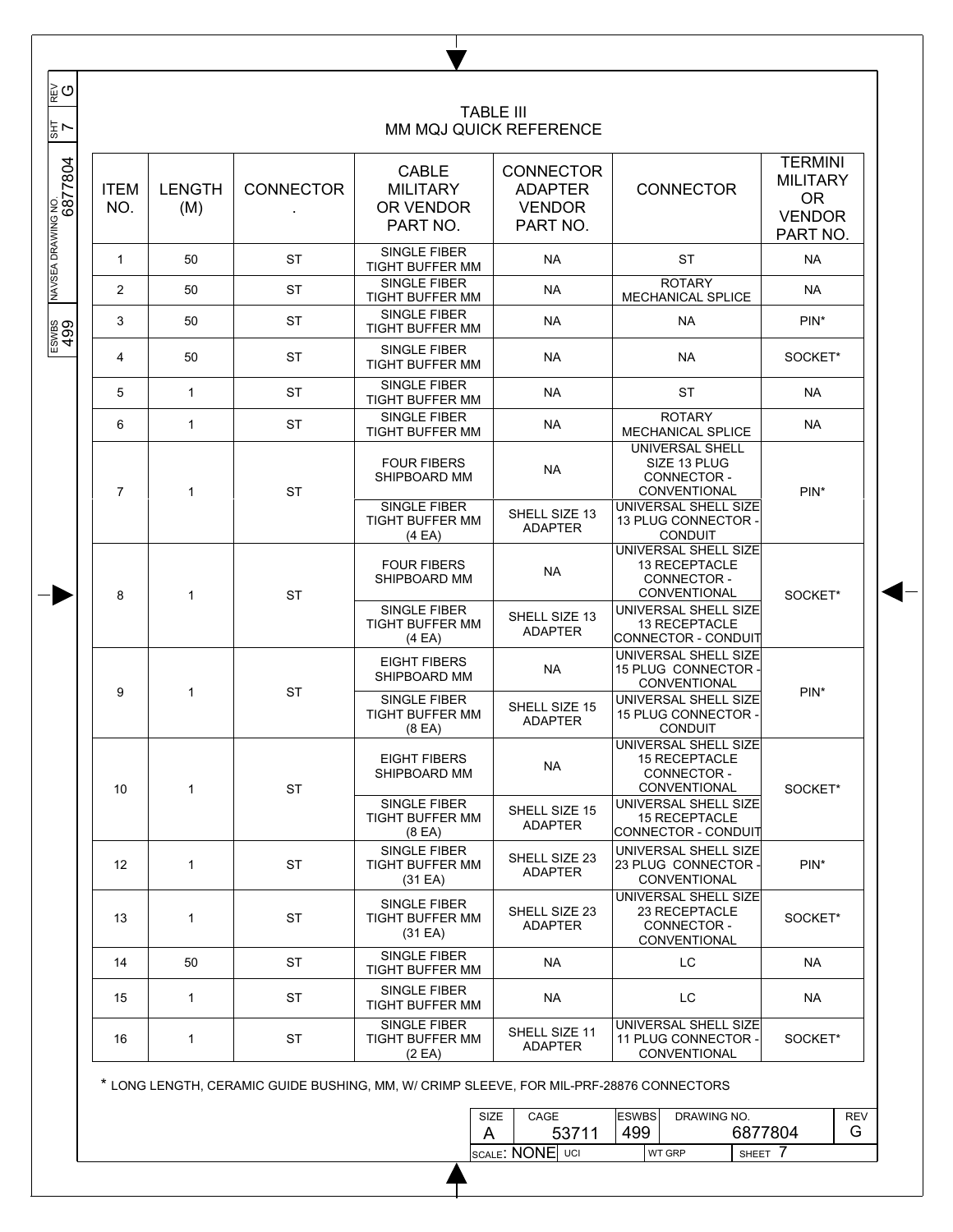## TABLE III
## MM MQJ QUICK REFERENCE

| ITEM NO. | LENGTH (M) | CONNECTOR . | CABLE MILITARY OR VENDOR PART NO. | CONNECTOR ADAPTER VENDOR PART NO. | CONNECTOR | TERMINI MILITARY OR VENDOR PART NO. |
|---|---|---|---|---|---|---|
| 1 | 50 | ST | SINGLE FIBER TIGHT BUFFER MM | NA | ST | NA |
| 2 | 50 | ST | SINGLE FIBER TIGHT BUFFER MM | NA | ROTARY MECHANICAL SPLICE | NA |
| 3 | 50 | ST | SINGLE FIBER TIGHT BUFFER MM | NA | NA | PIN* |
| 4 | 50 | ST | SINGLE FIBER TIGHT BUFFER MM | NA | NA | SOCKET* |
| 5 | 1 | ST | SINGLE FIBER TIGHT BUFFER MM | NA | ST | NA |
| 6 | 1 | ST | SINGLE FIBER TIGHT BUFFER MM | NA | ROTARY MECHANICAL SPLICE | NA |
| 7 | 1 | ST | FOUR FIBERS SHIPBOARD MM | NA | UNIVERSAL SHELL SIZE 13 PLUG CONNECTOR - CONVENTIONAL | PIN* |
| | | | SINGLE FIBER TIGHT BUFFER MM (4 EA) | SHELL SIZE 13 ADAPTER | UNIVERSAL SHELL SIZE 13 PLUG CONNECTOR - CONDUIT | |
| 8 | 1 | ST | FOUR FIBERS SHIPBOARD MM | NA | UNIVERSAL SHELL SIZE 13 RECEPTACLE CONNECTOR - CONVENTIONAL | SOCKET* |
| | | | SINGLE FIBER TIGHT BUFFER MM (4 EA) | SHELL SIZE 13 ADAPTER | UNIVERSAL SHELL SIZE 13 RECEPTACLE CONNECTOR - CONDUIT | |
| 9 | 1 | ST | EIGHT FIBERS SHIPBOARD MM | NA | UNIVERSAL SHELL SIZE 15 PLUG CONNECTOR - CONVENTIONAL | PIN* |
| | | | SINGLE FIBER TIGHT BUFFER MM (8 EA) | SHELL SIZE 15 ADAPTER | UNIVERSAL SHELL SIZE 15 PLUG CONNECTOR - CONDUIT | |
| 10 | 1 | ST | EIGHT FIBERS SHIPBOARD MM | NA | UNIVERSAL SHELL SIZE 15 RECEPTACLE CONNECTOR - CONVENTIONAL | SOCKET* |
| | | | SINGLE FIBER TIGHT BUFFER MM (8 EA) | SHELL SIZE 15 ADAPTER | UNIVERSAL SHELL SIZE 15 RECEPTACLE CONNECTOR - CONDUIT | |
| 12 | 1 | ST | SINGLE FIBER TIGHT BUFFER MM (31 EA) | SHELL SIZE 23 ADAPTER | UNIVERSAL SHELL SIZE 23 PLUG CONNECTOR - CONVENTIONAL | PIN* |
| 13 | 1 | ST | SINGLE FIBER TIGHT BUFFER MM (31 EA) | SHELL SIZE 23 ADAPTER | UNIVERSAL SHELL SIZE 23 RECEPTACLE CONNECTOR - CONVENTIONAL | SOCKET* |
| 14 | 50 | ST | SINGLE FIBER TIGHT BUFFER MM | NA | LC | NA |
| 15 | 1 | ST | SINGLE FIBER TIGHT BUFFER MM | NA | LC | NA |
| 16 | 1 | ST | SINGLE FIBER TIGHT BUFFER MM (2 EA) | SHELL SIZE 11 ADAPTER | UNIVERSAL SHELL SIZE 11 PLUG CONNECTOR - CONVENTIONAL | SOCKET* |

\* LONG LENGTH, CERAMIC GUIDE BUSHING, MM, W/ CRIMP SLEEVE, FOR MIL-PRF-28876 CONNECTORS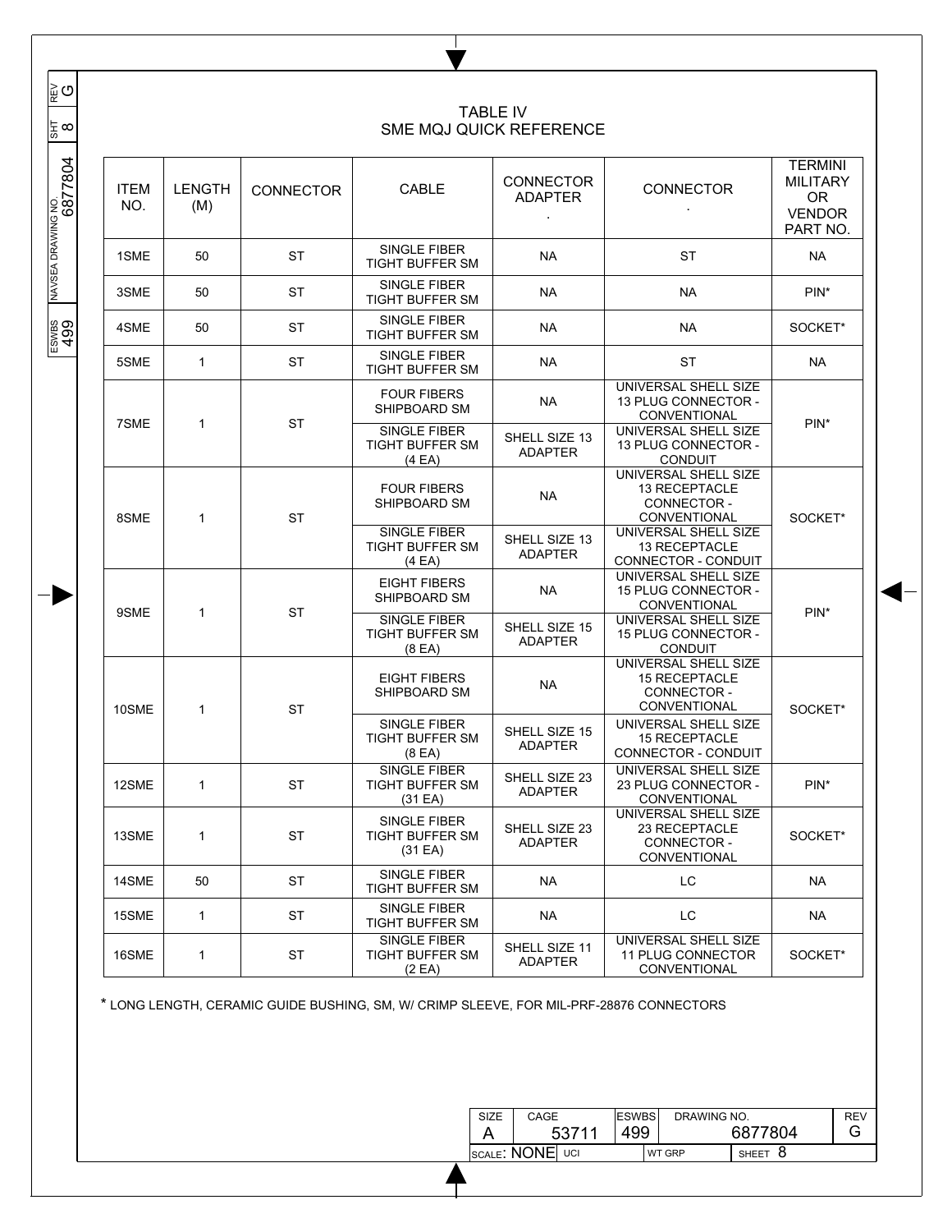## TABLE IV
## SME MQJ QUICK REFERENCE

| ITEM NO. | LENGTH (M) | CONNECTOR | CABLE | CONNECTOR ADAPTER . | CONNECTOR . | TERMINI MILITARY OR VENDOR PART NO. |
|---|---|---|---|---|---|---|
| 1SME | 50 | ST | SINGLE FIBER TIGHT BUFFER SM | NA | ST | NA |
| 3SME | 50 | ST | SINGLE FIBER TIGHT BUFFER SM | NA | NA | PIN* |
| 4SME | 50 | ST | SINGLE FIBER TIGHT BUFFER SM | NA | NA | SOCKET* |
| 5SME | 1 | ST | SINGLE FIBER TIGHT BUFFER SM | NA | ST | NA |
| 7SME | 1 | ST | FOUR FIBERS SHIPBOARD SM | NA | UNIVERSAL SHELL SIZE 13 PLUG CONNECTOR - CONVENTIONAL | PIN* |
| | | | SINGLE FIBER TIGHT BUFFER SM (4 EA) | SHELL SIZE 13 ADAPTER | UNIVERSAL SHELL SIZE 13 PLUG CONNECTOR - CONDUIT | |
| 8SME | 1 | ST | FOUR FIBERS SHIPBOARD SM | NA | UNIVERSAL SHELL SIZE 13 RECEPTACLE CONNECTOR - CONVENTIONAL | SOCKET* |
| | | | SINGLE FIBER TIGHT BUFFER SM (4 EA) | SHELL SIZE 13 ADAPTER | UNIVERSAL SHELL SIZE 13 RECEPTACLE CONNECTOR - CONDUIT | |
| 9SME | 1 | ST | EIGHT FIBERS SHIPBOARD SM | NA | UNIVERSAL SHELL SIZE 15 PLUG CONNECTOR - CONVENTIONAL | PIN* |
| | | | SINGLE FIBER TIGHT BUFFER SM (8 EA) | SHELL SIZE 15 ADAPTER | UNIVERSAL SHELL SIZE 15 PLUG CONNECTOR - CONDUIT | |
| 10SME | 1 | ST | EIGHT FIBERS SHIPBOARD SM | NA | UNIVERSAL SHELL SIZE 15 RECEPTACLE CONNECTOR - CONVENTIONAL | SOCKET* |
| | | | SINGLE FIBER TIGHT BUFFER SM (8 EA) | SHELL SIZE 15 ADAPTER | UNIVERSAL SHELL SIZE 15 RECEPTACLE CONNECTOR - CONDUIT | |
| 12SME | 1 | ST | SINGLE FIBER TIGHT BUFFER SM (31 EA) | SHELL SIZE 23 ADAPTER | UNIVERSAL SHELL SIZE 23 PLUG CONNECTOR - CONVENTIONAL | PIN* |
| 13SME | 1 | ST | SINGLE FIBER TIGHT BUFFER SM (31 EA) | SHELL SIZE 23 ADAPTER | UNIVERSAL SHELL SIZE 23 RECEPTACLE CONNECTOR - CONVENTIONAL | SOCKET* |
| 14SME | 50 | ST | SINGLE FIBER TIGHT BUFFER SM | NA | LC | NA |
| 15SME | 1 | ST | SINGLE FIBER TIGHT BUFFER SM | NA | LC | NA |
| 16SME | 1 | ST | SINGLE FIBER TIGHT BUFFER SM (2 EA) | SHELL SIZE 11 ADAPTER | UNIVERSAL SHELL SIZE 11 PLUG CONNECTOR CONVENTIONAL | SOCKET* |

* LONG LENGTH, CERAMIC GUIDE BUSHING, SM, W/ CRIMP SLEEVE, FOR MIL-PRF-28876 CONNECTORS

| SIZE | CAGE | ESWBS | DRAWING NO. | REV |
|---|---|---|---|---|
| A | 53711 | 499 | 6877804 | G |
| SCALE: NONE | UCI | | WT GRP | SHEET 8 |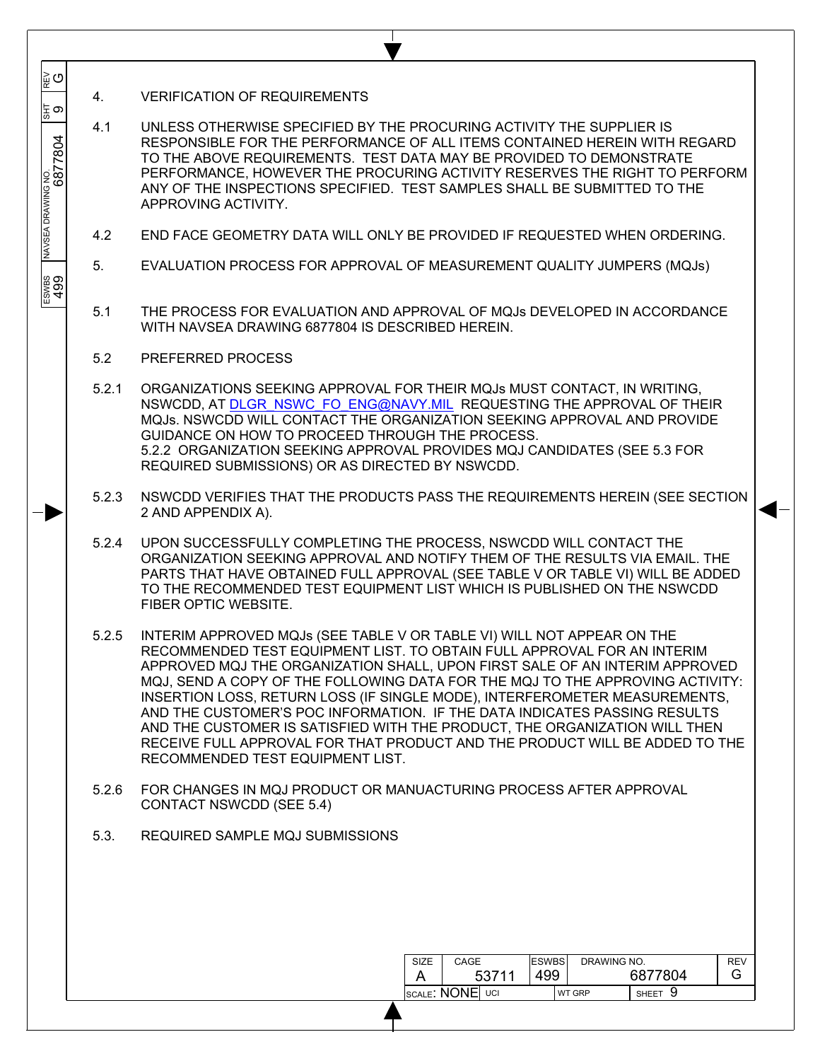## 4. VERIFICATION OF REQUIREMENTS

4.1 UNLESS OTHERWISE SPECIFIED BY THE PROCURING ACTIVITY THE SUPPLIER IS RESPONSIBLE FOR THE PERFORMANCE OF ALL ITEMS CONTAINED HEREIN WITH REGARD TO THE ABOVE REQUIREMENTS. TEST DATA MAY BE PROVIDED TO DEMONSTRATE PERFORMANCE, HOWEVER THE PROCURING ACTIVITY RESERVES THE RIGHT TO PERFORM ANY OF THE INSPECTIONS SPECIFIED. TEST SAMPLES SHALL BE SUBMITTED TO THE APPROVING ACTIVITY.

4.2 END FACE GEOMETRY DATA WILL ONLY BE PROVIDED IF REQUESTED WHEN ORDERING.

## 5. EVALUATION PROCESS FOR APPROVAL OF MEASUREMENT QUALITY JUMPERS (MQJs)

5.1 THE PROCESS FOR EVALUATION AND APPROVAL OF MQJs DEVELOPED IN ACCORDANCE WITH NAVSEA DRAWING 6877804 IS DESCRIBED HEREIN.

5.2 PREFERRED PROCESS

5.2.1 ORGANIZATIONS SEEKING APPROVAL FOR THEIR MQJs MUST CONTACT, IN WRITING, NSWCDD, AT DLGR_NSWC_FO_ENG@NAVY.MIL REQUESTING THE APPROVAL OF THEIR MQJs. NSWCDD WILL CONTACT THE ORGANIZATION SEEKING APPROVAL AND PROVIDE GUIDANCE ON HOW TO PROCEED THROUGH THE PROCESS.
5.2.2 ORGANIZATION SEEKING APPROVAL PROVIDES MQJ CANDIDATES (SEE 5.3 FOR REQUIRED SUBMISSIONS) OR AS DIRECTED BY NSWCDD.

5.2.3 NSWCDD VERIFIES THAT THE PRODUCTS PASS THE REQUIREMENTS HEREIN (SEE SECTION 2 AND APPENDIX A).

5.2.4 UPON SUCCESSFULLY COMPLETING THE PROCESS, NSWCDD WILL CONTACT THE ORGANIZATION SEEKING APPROVAL AND NOTIFY THEM OF THE RESULTS VIA EMAIL. THE PARTS THAT HAVE OBTAINED FULL APPROVAL (SEE TABLE V OR TABLE VI) WILL BE ADDED TO THE RECOMMENDED TEST EQUIPMENT LIST WHICH IS PUBLISHED ON THE NSWCDD FIBER OPTIC WEBSITE.

5.2.5 INTERIM APPROVED MQJs (SEE TABLE V OR TABLE VI) WILL NOT APPEAR ON THE RECOMMENDED TEST EQUIPMENT LIST. TO OBTAIN FULL APPROVAL FOR AN INTERIM APPROVED MQJ THE ORGANIZATION SHALL, UPON FIRST SALE OF AN INTERIM APPROVED MQJ, SEND A COPY OF THE FOLLOWING DATA FOR THE MQJ TO THE APPROVING ACTIVITY: INSERTION LOSS, RETURN LOSS (IF SINGLE MODE), INTERFEROMETER MEASUREMENTS, AND THE CUSTOMER'S POC INFORMATION. IF THE DATA INDICATES PASSING RESULTS AND THE CUSTOMER IS SATISFIED WITH THE PRODUCT, THE ORGANIZATION WILL THEN RECEIVE FULL APPROVAL FOR THAT PRODUCT AND THE PRODUCT WILL BE ADDED TO THE RECOMMENDED TEST EQUIPMENT LIST.

5.2.6 FOR CHANGES IN MQJ PRODUCT OR MANUACTURING PROCESS AFTER APPROVAL CONTACT NSWCDD (SEE 5.4)

5.3. REQUIRED SAMPLE MQJ SUBMISSIONS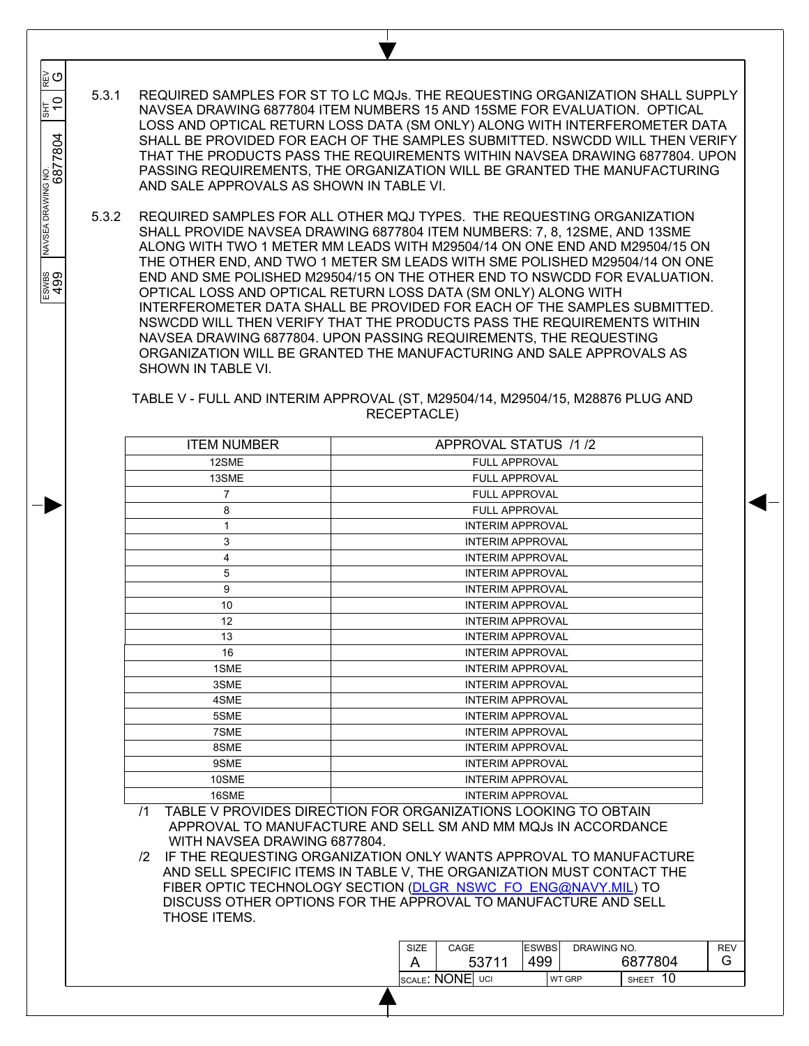5.3.1 REQUIRED SAMPLES FOR ST TO LC MQJs. THE REQUESTING ORGANIZATION SHALL SUPPLY NAVSEA DRAWING 6877804 ITEM NUMBERS 15 AND 15SME FOR EVALUATION. OPTICAL LOSS AND OPTICAL RETURN LOSS DATA (SM ONLY) ALONG WITH INTERFEROMETER DATA SHALL BE PROVIDED FOR EACH OF THE SAMPLES SUBMITTED. NSWCDD WILL THEN VERIFY THAT THE PRODUCTS PASS THE REQUIREMENTS WITHIN NAVSEA DRAWING 6877804. UPON PASSING REQUIREMENTS, THE ORGANIZATION WILL BE GRANTED THE MANUFACTURING AND SALE APPROVALS AS SHOWN IN TABLE VI.

5.3.2 REQUIRED SAMPLES FOR ALL OTHER MQJ TYPES. THE REQUESTING ORGANIZATION SHALL PROVIDE NAVSEA DRAWING 6877804 ITEM NUMBERS: 7, 8, 12SME, AND 13SME ALONG WITH TWO 1 METER MM LEADS WITH M29504/14 ON ONE END AND M29504/15 ON THE OTHER END, AND TWO 1 METER SM LEADS WITH SME POLISHED M29504/14 ON ONE END AND SME POLISHED M29504/15 ON THE OTHER END TO NSWCDD FOR EVALUATION. OPTICAL LOSS AND OPTICAL RETURN LOSS DATA (SM ONLY) ALONG WITH INTERFEROMETER DATA SHALL BE PROVIDED FOR EACH OF THE SAMPLES SUBMITTED. NSWCDD WILL THEN VERIFY THAT THE PRODUCTS PASS THE REQUIREMENTS WITHIN NAVSEA DRAWING 6877804. UPON PASSING REQUIREMENTS, THE REQUESTING ORGANIZATION WILL BE GRANTED THE MANUFACTURING AND SALE APPROVALS AS SHOWN IN TABLE VI.

TABLE V - FULL AND INTERIM APPROVAL (ST, M29504/14, M29504/15, M28876 PLUG AND RECEPTACLE)

| ITEM NUMBER | APPROVAL STATUS /1 /2 |
|---|---|
| 12SME | FULL APPROVAL |
| 13SME | FULL APPROVAL |
| 7 | FULL APPROVAL |
| 8 | FULL APPROVAL |
| 1 | INTERIM APPROVAL |
| 3 | INTERIM APPROVAL |
| 4 | INTERIM APPROVAL |
| 5 | INTERIM APPROVAL |
| 9 | INTERIM APPROVAL |
| 10 | INTERIM APPROVAL |
| 12 | INTERIM APPROVAL |
| 13 | INTERIM APPROVAL |
| 16 | INTERIM APPROVAL |
| 1SME | INTERIM APPROVAL |
| 3SME | INTERIM APPROVAL |
| 4SME | INTERIM APPROVAL |
| 5SME | INTERIM APPROVAL |
| 7SME | INTERIM APPROVAL |
| 8SME | INTERIM APPROVAL |
| 9SME | INTERIM APPROVAL |
| 10SME | INTERIM APPROVAL |
| 16SME | INTERIM APPROVAL |

/1 TABLE V PROVIDES DIRECTION FOR ORGANIZATIONS LOOKING TO OBTAIN APPROVAL TO MANUFACTURE AND SELL SM AND MM MQJs IN ACCORDANCE WITH NAVSEA DRAWING 6877804.

/2 IF THE REQUESTING ORGANIZATION ONLY WANTS APPROVAL TO MANUFACTURE AND SELL SPECIFIC ITEMS IN TABLE V, THE ORGANIZATION MUST CONTACT THE FIBER OPTIC TECHNOLOGY SECTION (DLGR_NSWC_FO_ENG@NAVY.MIL) TO DISCUSS OTHER OPTIONS FOR THE APPROVAL TO MANUFACTURE AND SELL THOSE ITEMS.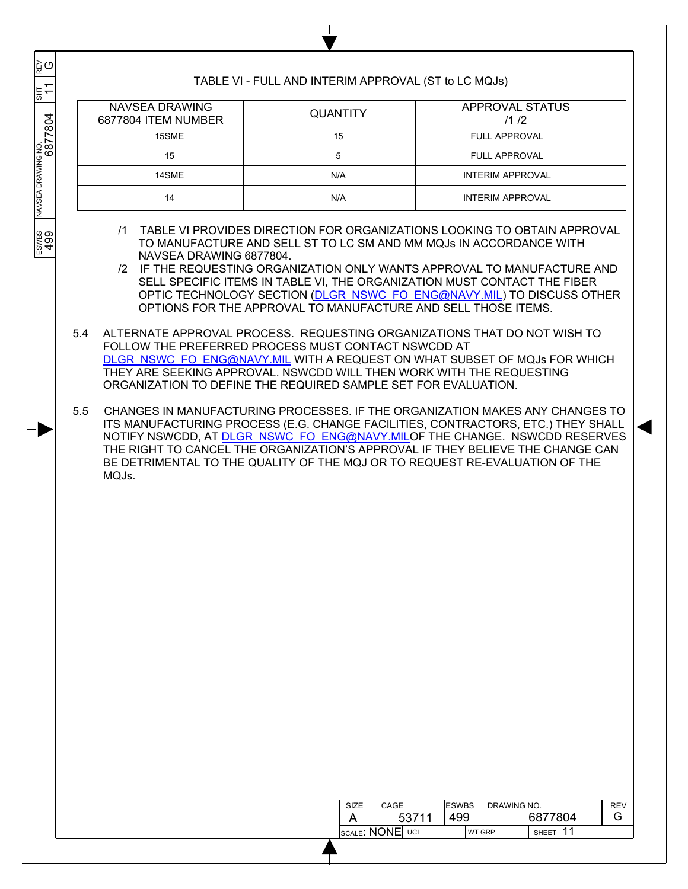## TABLE VI - FULL AND INTERIM APPROVAL (ST to LC MQJs)

| NAVSEA DRAWING 6877804 ITEM NUMBER | QUANTITY | APPROVAL STATUS /1 /2 |
|---|---|---|
| 15SME | 15 | FULL APPROVAL |
| 15 | 5 | FULL APPROVAL |
| 14SME | N/A | INTERIM APPROVAL |
| 14 | N/A | INTERIM APPROVAL |

/1 TABLE VI PROVIDES DIRECTION FOR ORGANIZATIONS LOOKING TO OBTAIN APPROVAL TO MANUFACTURE AND SELL ST TO LC SM AND MM MQJs IN ACCORDANCE WITH NAVSEA DRAWING 6877804.

/2 IF THE REQUESTING ORGANIZATION ONLY WANTS APPROVAL TO MANUFACTURE AND SELL SPECIFIC ITEMS IN TABLE VI, THE ORGANIZATION MUST CONTACT THE FIBER OPTIC TECHNOLOGY SECTION (DLGR_NSWC_FO_ENG@NAVY.MIL) TO DISCUSS OTHER OPTIONS FOR THE APPROVAL TO MANUFACTURE AND SELL THOSE ITEMS.

5.4 ALTERNATE APPROVAL PROCESS. REQUESTING ORGANIZATIONS THAT DO NOT WISH TO FOLLOW THE PREFERRED PROCESS MUST CONTACT NSWCDD AT DLGR_NSWC_FO_ENG@NAVY.MIL WITH A REQUEST ON WHAT SUBSET OF MQJs FOR WHICH THEY ARE SEEKING APPROVAL. NSWCDD WILL THEN WORK WITH THE REQUESTING ORGANIZATION TO DEFINE THE REQUIRED SAMPLE SET FOR EVALUATION.

5.5 CHANGES IN MANUFACTURING PROCESSES. IF THE ORGANIZATION MAKES ANY CHANGES TO ITS MANUFACTURING PROCESS (E.G. CHANGE FACILITIES, CONTRACTORS, ETC.) THEY SHALL NOTIFY NSWCDD, AT DLGR_NSWC_FO_ENG@NAVY.MILOF THE CHANGE. NSWCDD RESERVES THE RIGHT TO CANCEL THE ORGANIZATION'S APPROVAL IF THEY BELIEVE THE CHANGE CAN BE DETRIMENTAL TO THE QUALITY OF THE MQJ OR TO REQUEST RE-EVALUATION OF THE MQJs.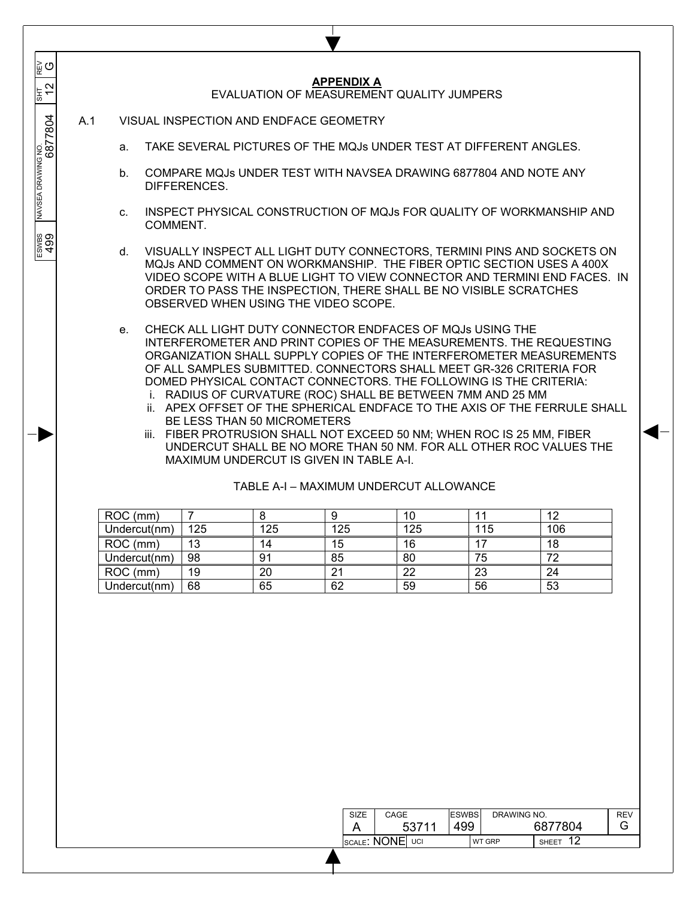# APPENDIX A

EVALUATION OF MEASUREMENT QUALITY JUMPERS

A.1 VISUAL INSPECTION AND ENDFACE GEOMETRY

a. TAKE SEVERAL PICTURES OF THE MQJs UNDER TEST AT DIFFERENT ANGLES.

b. COMPARE MQJs UNDER TEST WITH NAVSEA DRAWING 6877804 AND NOTE ANY DIFFERENCES.

c. INSPECT PHYSICAL CONSTRUCTION OF MQJs FOR QUALITY OF WORKMANSHIP AND COMMENT.

d. VISUALLY INSPECT ALL LIGHT DUTY CONNECTORS, TERMINI PINS AND SOCKETS ON MQJs AND COMMENT ON WORKMANSHIP. THE FIBER OPTIC SECTION USES A 400X VIDEO SCOPE WITH A BLUE LIGHT TO VIEW CONNECTOR AND TERMINI END FACES. IN ORDER TO PASS THE INSPECTION, THERE SHALL BE NO VISIBLE SCRATCHES OBSERVED WHEN USING THE VIDEO SCOPE.

e. CHECK ALL LIGHT DUTY CONNECTOR ENDFACES OF MQJs USING THE INTERFEROMETER AND PRINT COPIES OF THE MEASUREMENTS. THE REQUESTING ORGANIZATION SHALL SUPPLY COPIES OF THE INTERFEROMETER MEASUREMENTS OF ALL SAMPLES SUBMITTED. CONNECTORS SHALL MEET GR-326 CRITERIA FOR DOMED PHYSICAL CONTACT CONNECTORS. THE FOLLOWING IS THE CRITERIA:
   i. RADIUS OF CURVATURE (ROC) SHALL BE BETWEEN 7MM AND 25 MM
   ii. APEX OFFSET OF THE SPHERICAL ENDFACE TO THE AXIS OF THE FERRULE SHALL BE LESS THAN 50 MICROMETERS
   iii. FIBER PROTRUSION SHALL NOT EXCEED 50 NM; WHEN ROC IS 25 MM, FIBER UNDERCUT SHALL BE NO MORE THAN 50 NM. FOR ALL OTHER ROC VALUES THE MAXIMUM UNDERCUT IS GIVEN IN TABLE A-I.

TABLE A-I – MAXIMUM UNDERCUT ALLOWANCE

| ROC (mm) | 7 | 8 | 9 | 10 | 11 | 12 |
|---|---|---|---|---|---|---|
| Undercut(nm) | 125 | 125 | 125 | 125 | 115 | 106 |
| ROC (mm) | 13 | 14 | 15 | 16 | 17 | 18 |
| Undercut(nm) | 98 | 91 | 85 | 80 | 75 | 72 |
| ROC (mm) | 19 | 20 | 21 | 22 | 23 | 24 |
| Undercut(nm) | 68 | 65 | 62 | 59 | 56 | 53 |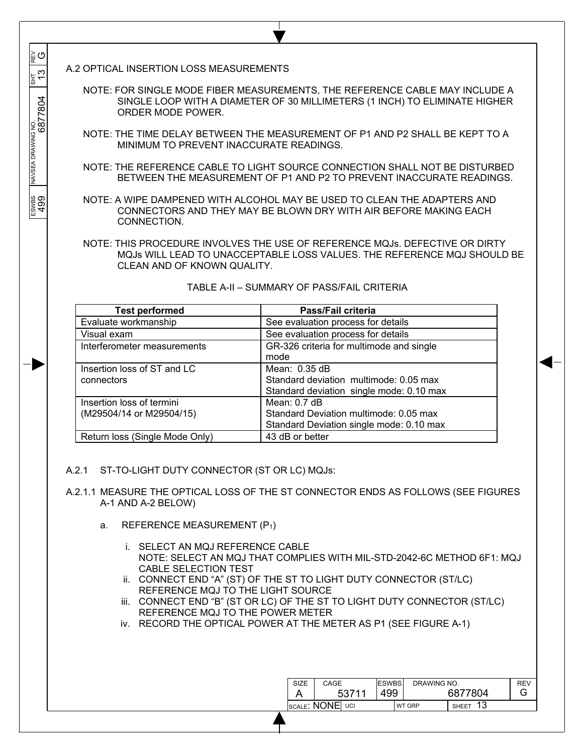## A.2 OPTICAL INSERTION LOSS MEASUREMENTS

NOTE: FOR SINGLE MODE FIBER MEASUREMENTS, THE REFERENCE CABLE MAY INCLUDE A SINGLE LOOP WITH A DIAMETER OF 30 MILLIMETERS (1 INCH) TO ELIMINATE HIGHER ORDER MODE POWER.

NOTE: THE TIME DELAY BETWEEN THE MEASUREMENT OF P1 AND P2 SHALL BE KEPT TO A MINIMUM TO PREVENT INACCURATE READINGS.

NOTE: THE REFERENCE CABLE TO LIGHT SOURCE CONNECTION SHALL NOT BE DISTURBED BETWEEN THE MEASUREMENT OF P1 AND P2 TO PREVENT INACCURATE READINGS.

NOTE: A WIPE DAMPENED WITH ALCOHOL MAY BE USED TO CLEAN THE ADAPTERS AND CONNECTORS AND THEY MAY BE BLOWN DRY WITH AIR BEFORE MAKING EACH CONNECTION.

NOTE: THIS PROCEDURE INVOLVES THE USE OF REFERENCE MQJs. DEFECTIVE OR DIRTY MQJs WILL LEAD TO UNACCEPTABLE LOSS VALUES. THE REFERENCE MQJ SHOULD BE CLEAN AND OF KNOWN QUALITY.

TABLE A-II – SUMMARY OF PASS/FAIL CRITERIA

| Test performed | Pass/Fail criteria |
|---|---|
| Evaluate workmanship | See evaluation process for details |
| Visual exam | See evaluation process for details |
| Interferometer measurements | GR-326 criteria for multimode and single mode |
| Insertion loss of ST and LC connectors | Mean: 0.35 dB<br>Standard deviation multimode: 0.05 max<br>Standard deviation single mode: 0.10 max |
| Insertion loss of termini (M29504/14 or M29504/15) | Mean: 0.7 dB<br>Standard Deviation multimode: 0.05 max<br>Standard Deviation single mode: 0.10 max |
| Return loss (Single Mode Only) | 43 dB or better |

A.2.1 ST-TO-LIGHT DUTY CONNECTOR (ST OR LC) MQJs:

A.2.1.1 MEASURE THE OPTICAL LOSS OF THE ST CONNECTOR ENDS AS FOLLOWS (SEE FIGURES A-1 AND A-2 BELOW)

a. REFERENCE MEASUREMENT ($P_1$)

i. SELECT AN MQJ REFERENCE CABLE
NOTE: SELECT AN MQJ THAT COMPLIES WITH MIL-STD-2042-6C METHOD 6F1: MQJ CABLE SELECTION TEST

ii. CONNECT END "A" (ST) OF THE ST TO LIGHT DUTY CONNECTOR (ST/LC) REFERENCE MQJ TO THE LIGHT SOURCE

iii. CONNECT END "B" (ST OR LC) OF THE ST TO LIGHT DUTY CONNECTOR (ST/LC) REFERENCE MQJ TO THE POWER METER

iv. RECORD THE OPTICAL POWER AT THE METER AS P1 (SEE FIGURE A-1)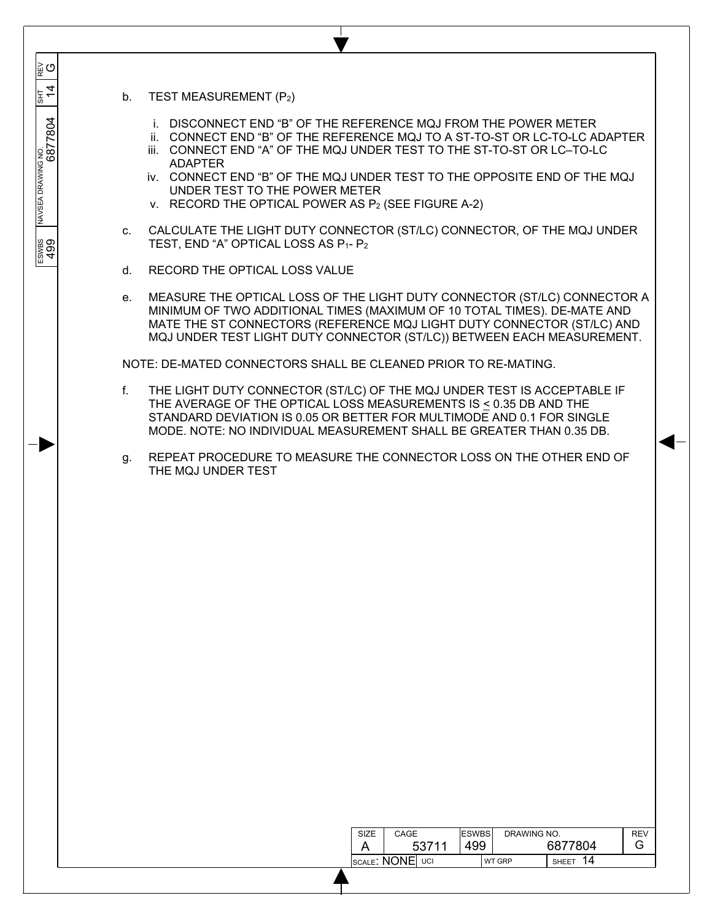b. TEST MEASUREMENT ($P_2$)

   i. DISCONNECT END "B" OF THE REFERENCE MQJ FROM THE POWER METER
   ii. CONNECT END "B" OF THE REFERENCE MQJ TO A ST-TO-ST OR LC-TO-LC ADAPTER
   iii. CONNECT END "A" OF THE MQJ UNDER TEST TO THE ST-TO-ST OR LC–TO-LC ADAPTER
   iv. CONNECT END "B" OF THE MQJ UNDER TEST TO THE OPPOSITE END OF THE MQJ UNDER TEST TO THE POWER METER
   v. RECORD THE OPTICAL POWER AS $P_2$ (SEE FIGURE A-2)

c. CALCULATE THE LIGHT DUTY CONNECTOR (ST/LC) CONNECTOR, OF THE MQJ UNDER TEST, END "A" OPTICAL LOSS AS $P_1$- $P_2$

d. RECORD THE OPTICAL LOSS VALUE

e. MEASURE THE OPTICAL LOSS OF THE LIGHT DUTY CONNECTOR (ST/LC) CONNECTOR A MINIMUM OF TWO ADDITIONAL TIMES (MAXIMUM OF 10 TOTAL TIMES). DE-MATE AND MATE THE ST CONNECTORS (REFERENCE MQJ LIGHT DUTY CONNECTOR (ST/LC) AND MQJ UNDER TEST LIGHT DUTY CONNECTOR (ST/LC)) BETWEEN EACH MEASUREMENT.

NOTE: DE-MATED CONNECTORS SHALL BE CLEANED PRIOR TO RE-MATING.

f. THE LIGHT DUTY CONNECTOR (ST/LC) OF THE MQJ UNDER TEST IS ACCEPTABLE IF THE AVERAGE OF THE OPTICAL LOSS MEASUREMENTS IS $\leq$ 0.35 DB AND THE STANDARD DEVIATION IS 0.05 OR BETTER FOR MULTIMODE AND 0.1 FOR SINGLE MODE. NOTE: NO INDIVIDUAL MEASUREMENT SHALL BE GREATER THAN 0.35 DB.

g. REPEAT PROCEDURE TO MEASURE THE CONNECTOR LOSS ON THE OTHER END OF THE MQJ UNDER TEST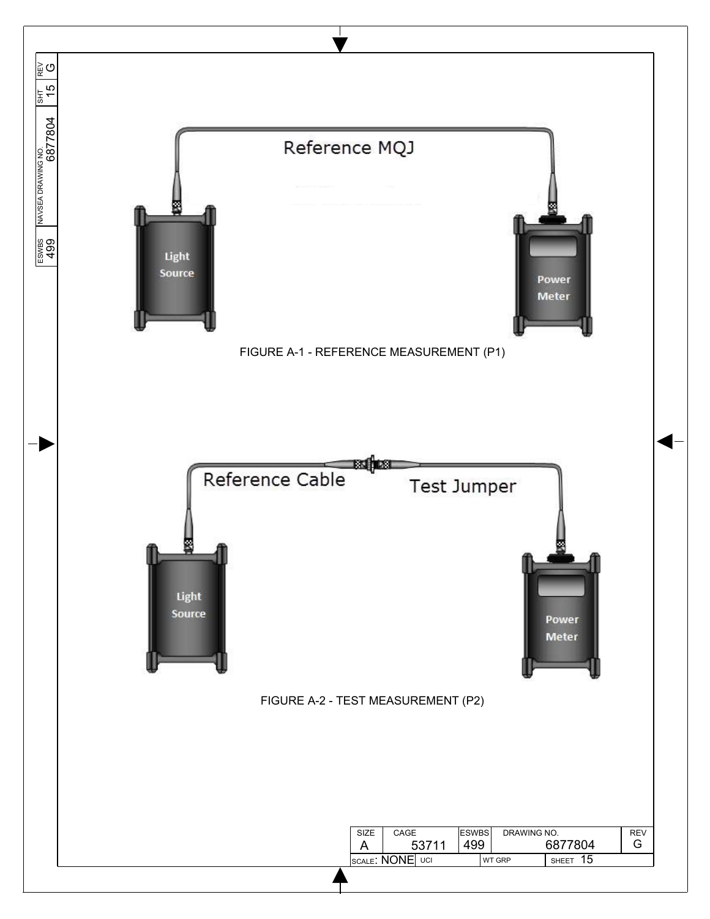Reference MQJ

Light Source

Power Meter

FIGURE A-1 - REFERENCE MEASUREMENT (P1)

Reference Cable

Test Jumper

Light Source

Power Meter

FIGURE A-2 - TEST MEASUREMENT (P2)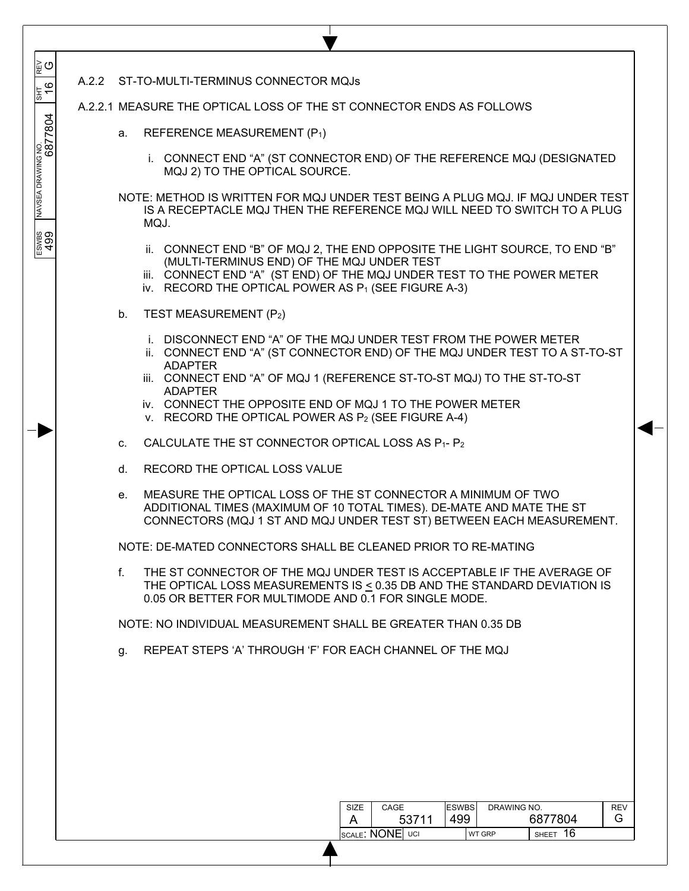## A.2.2 ST-TO-MULTI-TERMINUS CONNECTOR MQJs

A.2.2.1 MEASURE THE OPTICAL LOSS OF THE ST CONNECTOR ENDS AS FOLLOWS

a. REFERENCE MEASUREMENT ($P_1$)

   i. CONNECT END "A" (ST CONNECTOR END) OF THE REFERENCE MQJ (DESIGNATED MQJ 2) TO THE OPTICAL SOURCE.

NOTE: METHOD IS WRITTEN FOR MQJ UNDER TEST BEING A PLUG MQJ. IF MQJ UNDER TEST IS A RECEPTACLE MQJ THEN THE REFERENCE MQJ WILL NEED TO SWITCH TO A PLUG MQJ.

   ii. CONNECT END "B" OF MQJ 2, THE END OPPOSITE THE LIGHT SOURCE, TO END "B" (MULTI-TERMINUS END) OF THE MQJ UNDER TEST
   iii. CONNECT END "A" (ST END) OF THE MQJ UNDER TEST TO THE POWER METER
   iv. RECORD THE OPTICAL POWER AS $P_1$ (SEE FIGURE A-3)

b. TEST MEASUREMENT ($P_2$)

   i. DISCONNECT END "A" OF THE MQJ UNDER TEST FROM THE POWER METER
   ii. CONNECT END "A" (ST CONNECTOR END) OF THE MQJ UNDER TEST TO A ST-TO-ST ADAPTER
   iii. CONNECT END "A" OF MQJ 1 (REFERENCE ST-TO-ST MQJ) TO THE ST-TO-ST ADAPTER
   iv. CONNECT THE OPPOSITE END OF MQJ 1 TO THE POWER METER
   v. RECORD THE OPTICAL POWER AS $P_2$ (SEE FIGURE A-4)

c. CALCULATE THE ST CONNECTOR OPTICAL LOSS AS $P_1 - P_2$

d. RECORD THE OPTICAL LOSS VALUE

e. MEASURE THE OPTICAL LOSS OF THE ST CONNECTOR A MINIMUM OF TWO ADDITIONAL TIMES (MAXIMUM OF 10 TOTAL TIMES). DE-MATE AND MATE THE ST CONNECTORS (MQJ 1 ST AND MQJ UNDER TEST ST) BETWEEN EACH MEASUREMENT.

NOTE: DE-MATED CONNECTORS SHALL BE CLEANED PRIOR TO RE-MATING

f. THE ST CONNECTOR OF THE MQJ UNDER TEST IS ACCEPTABLE IF THE AVERAGE OF THE OPTICAL LOSS MEASUREMENTS IS $\leq$ 0.35 DB AND THE STANDARD DEVIATION IS 0.05 OR BETTER FOR MULTIMODE AND 0.1 FOR SINGLE MODE.

NOTE: NO INDIVIDUAL MEASUREMENT SHALL BE GREATER THAN 0.35 DB

g. REPEAT STEPS 'A' THROUGH 'F' FOR EACH CHANNEL OF THE MQJ

| SIZE | CAGE | ESWBS | DRAWING NO. | REV |
|---|---|---|---|---|
| A | 53711 | 499 | 6877804 | G |
| SCALE: NONE | UCI | | WT GRP | SHEET 16 |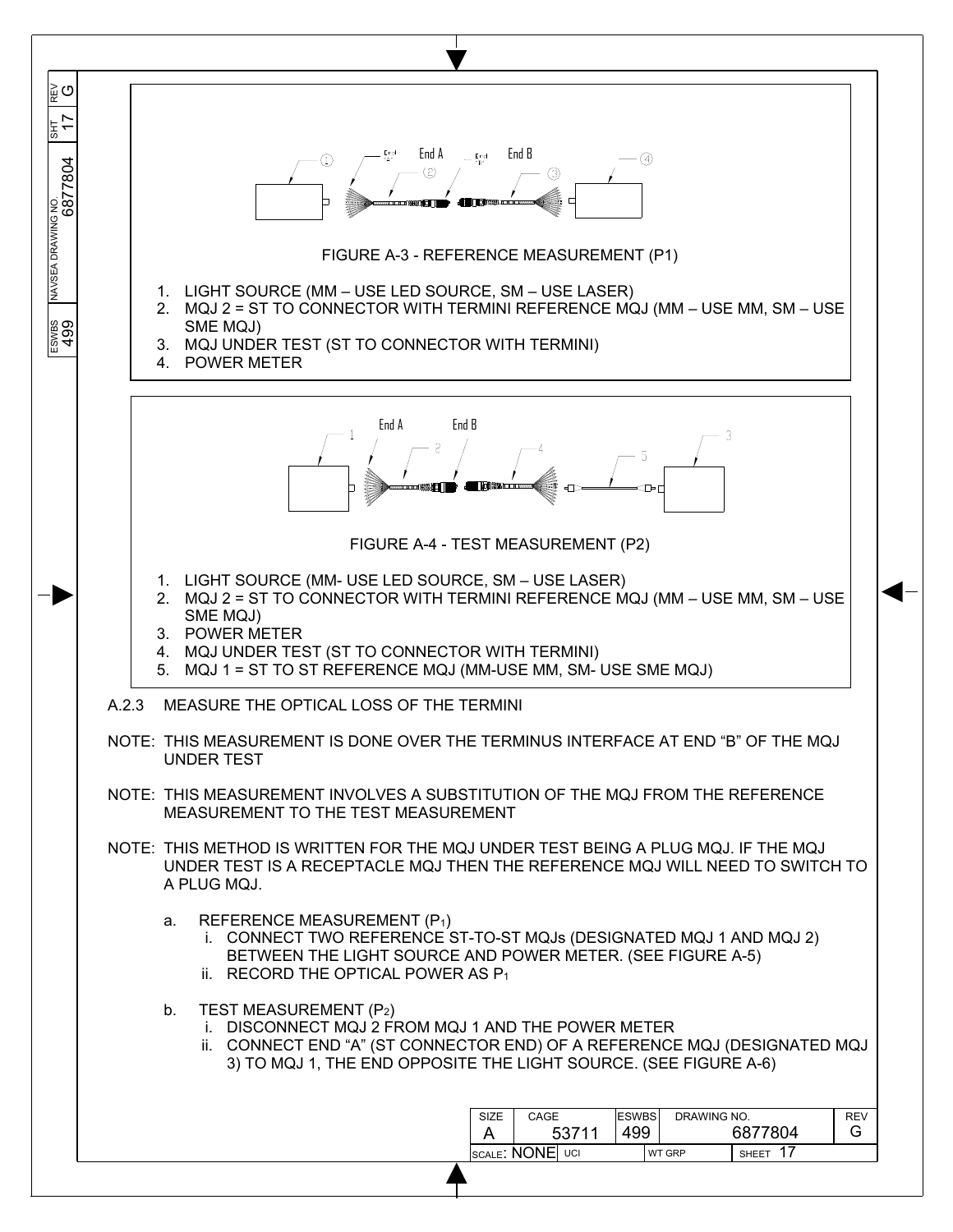FIGURE A-3 - REFERENCE MEASUREMENT (P1)

1. LIGHT SOURCE (MM – USE LED SOURCE, SM – USE LASER)
2. MQJ 2 = ST TO CONNECTOR WITH TERMINI REFERENCE MQJ (MM – USE MM, SM – USE SME MQJ)
3. MQJ UNDER TEST (ST TO CONNECTOR WITH TERMINI)
4. POWER METER

FIGURE A-4 - TEST MEASUREMENT (P2)

1. LIGHT SOURCE (MM- USE LED SOURCE, SM – USE LASER)
2. MQJ 2 = ST TO CONNECTOR WITH TERMINI REFERENCE MQJ (MM – USE MM, SM – USE SME MQJ)
3. POWER METER
4. MQJ UNDER TEST (ST TO CONNECTOR WITH TERMINI)
5. MQJ 1 = ST TO ST REFERENCE MQJ (MM-USE MM, SM- USE SME MQJ)

A.2.3 MEASURE THE OPTICAL LOSS OF THE TERMINI

NOTE: THIS MEASUREMENT IS DONE OVER THE TERMINUS INTERFACE AT END "B" OF THE MQJ UNDER TEST

NOTE: THIS MEASUREMENT INVOLVES A SUBSTITUTION OF THE MQJ FROM THE REFERENCE MEASUREMENT TO THE TEST MEASUREMENT

NOTE: THIS METHOD IS WRITTEN FOR THE MQJ UNDER TEST BEING A PLUG MQJ. IF THE MQJ UNDER TEST IS A RECEPTACLE MQJ THEN THE REFERENCE MQJ WILL NEED TO SWITCH TO A PLUG MQJ.

a. REFERENCE MEASUREMENT ($P_1$)
   i. CONNECT TWO REFERENCE ST-TO-ST MQJs (DESIGNATED MQJ 1 AND MQJ 2) BETWEEN THE LIGHT SOURCE AND POWER METER. (SEE FIGURE A-5)
   ii. RECORD THE OPTICAL POWER AS $P_1$

b. TEST MEASUREMENT ($P_2$)
   i. DISCONNECT MQJ 2 FROM MQJ 1 AND THE POWER METER
   ii. CONNECT END "A" (ST CONNECTOR END) OF A REFERENCE MQJ (DESIGNATED MQJ 3) TO MQJ 1, THE END OPPOSITE THE LIGHT SOURCE. (SEE FIGURE A-6)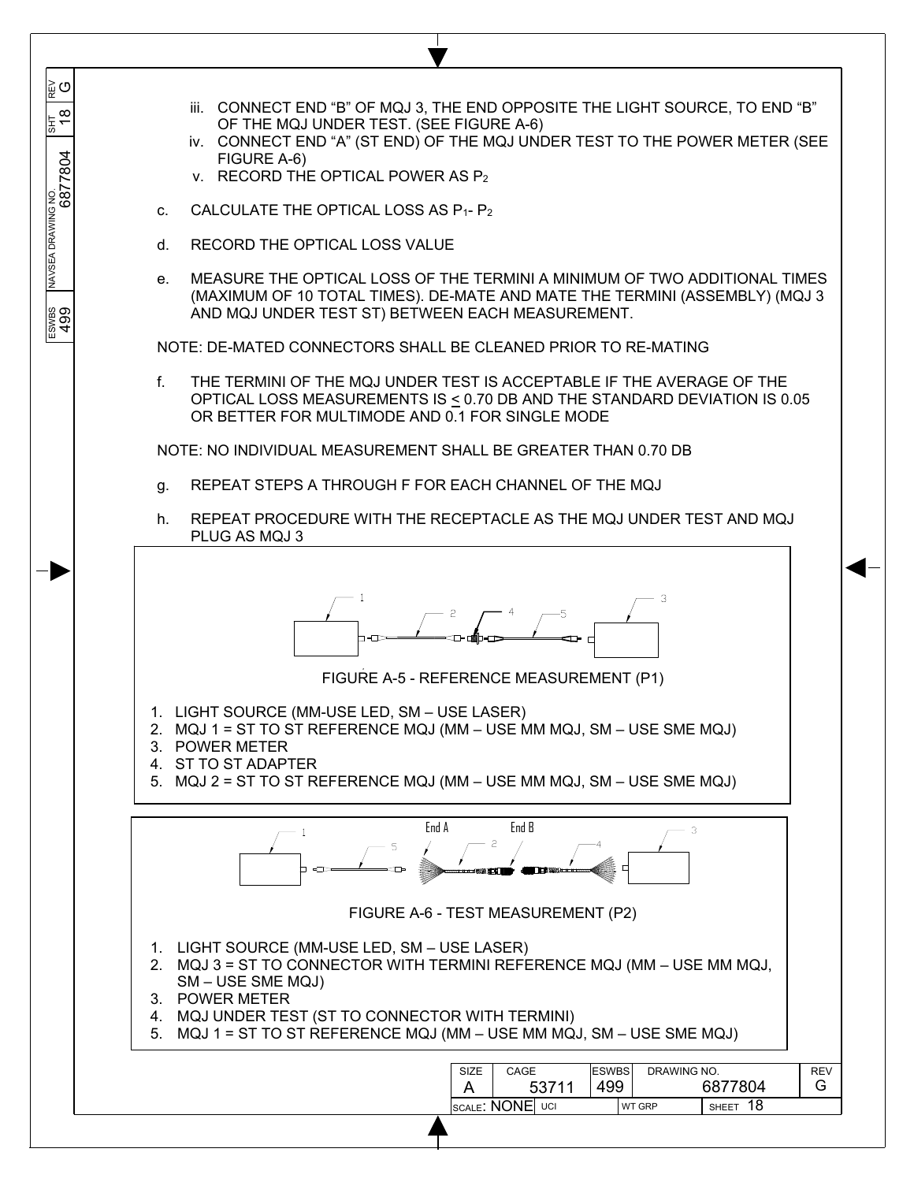iii. CONNECT END "B" OF MQJ 3, THE END OPPOSITE THE LIGHT SOURCE, TO END "B" OF THE MQJ UNDER TEST. (SEE FIGURE A-6)

iv. CONNECT END "A" (ST END) OF THE MQJ UNDER TEST TO THE POWER METER (SEE FIGURE A-6)

v. RECORD THE OPTICAL POWER AS $P_2$

c. CALCULATE THE OPTICAL LOSS AS $P_1 - P_2$

d. RECORD THE OPTICAL LOSS VALUE

e. MEASURE THE OPTICAL LOSS OF THE TERMINI A MINIMUM OF TWO ADDITIONAL TIMES (MAXIMUM OF 10 TOTAL TIMES). DE-MATE AND MATE THE TERMINI (ASSEMBLY) (MQJ 3 AND MQJ UNDER TEST ST) BETWEEN EACH MEASUREMENT.

NOTE: DE-MATED CONNECTORS SHALL BE CLEANED PRIOR TO RE-MATING

f. THE TERMINI OF THE MQJ UNDER TEST IS ACCEPTABLE IF THE AVERAGE OF THE OPTICAL LOSS MEASUREMENTS IS $\leq$ 0.70 DB AND THE STANDARD DEVIATION IS 0.05 OR BETTER FOR MULTIMODE AND 0.1 FOR SINGLE MODE

NOTE: NO INDIVIDUAL MEASUREMENT SHALL BE GREATER THAN 0.70 DB

g. REPEAT STEPS A THROUGH F FOR EACH CHANNEL OF THE MQJ

h. REPEAT PROCEDURE WITH THE RECEPTACLE AS THE MQJ UNDER TEST AND MQJ PLUG AS MQJ 3

FIGURE A-5 - REFERENCE MEASUREMENT (P1)

1. LIGHT SOURCE (MM-USE LED, SM – USE LASER)
2. MQJ 1 = ST TO ST REFERENCE MQJ (MM – USE MM MQJ, SM – USE SME MQJ)
3. POWER METER
4. ST TO ST ADAPTER
5. MQJ 2 = ST TO ST REFERENCE MQJ (MM – USE MM MQJ, SM – USE SME MQJ)

FIGURE A-6 - TEST MEASUREMENT (P2)

1. LIGHT SOURCE (MM-USE LED, SM – USE LASER)
2. MQJ 3 = ST TO CONNECTOR WITH TERMINI REFERENCE MQJ (MM – USE MM MQJ, SM – USE SME MQJ)
3. POWER METER
4. MQJ UNDER TEST (ST TO CONNECTOR WITH TERMINI)
5. MQJ 1 = ST TO ST REFERENCE MQJ (MM – USE MM MQJ, SM – USE SME MQJ)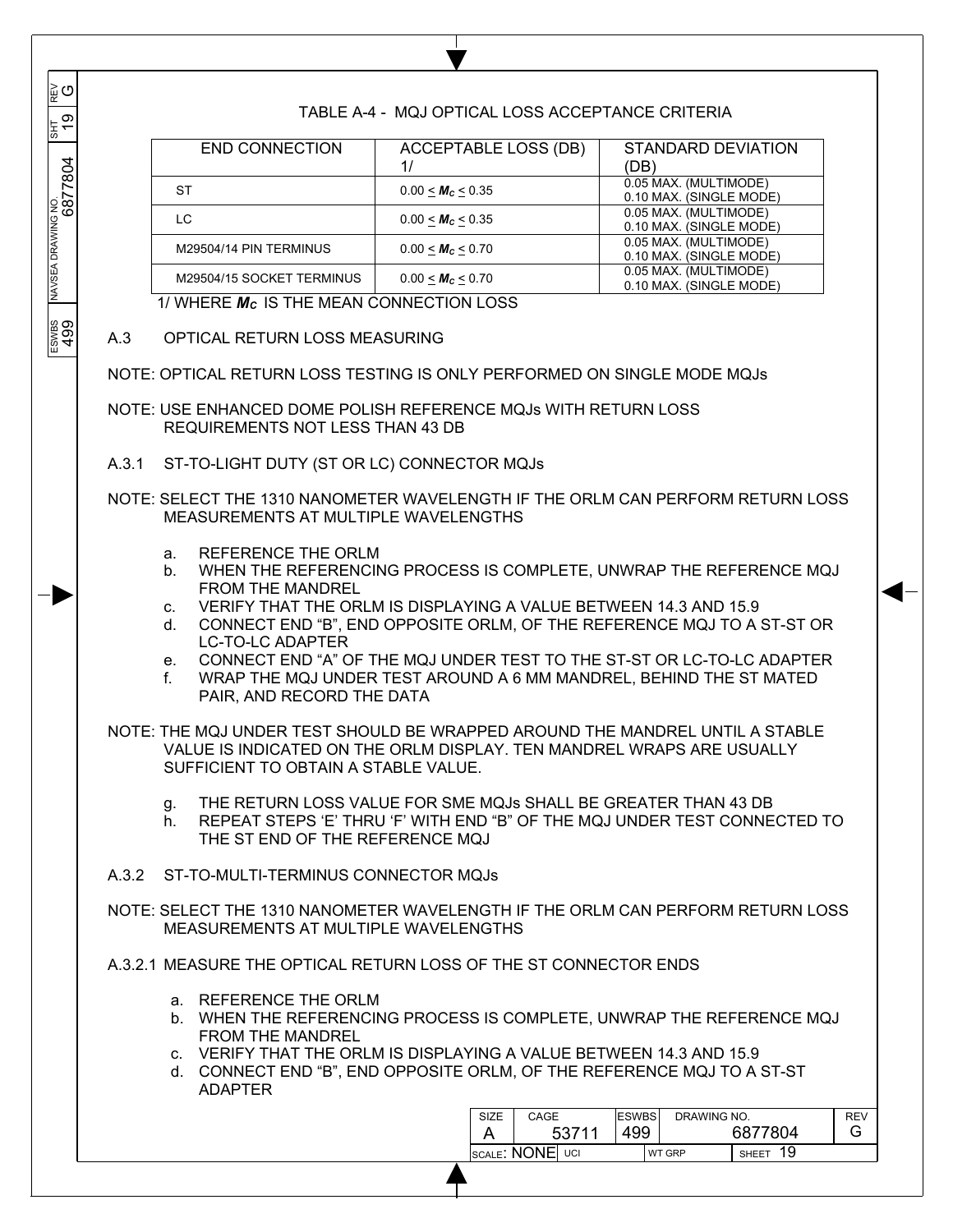TABLE A-4 - MQJ OPTICAL LOSS ACCEPTANCE CRITERIA

| END CONNECTION | ACCEPTABLE LOSS (DB) 1/ | STANDARD DEVIATION (DB) |
|---|---|---|
| ST | $0.00 \leq M_C \leq 0.35$ | 0.05 MAX. (MULTIMODE)<br>0.10 MAX. (SINGLE MODE) |
| LC | $0.00 \leq M_C \leq 0.35$ | 0.05 MAX. (MULTIMODE)<br>0.10 MAX. (SINGLE MODE) |
| M29504/14 PIN TERMINUS | $0.00 \leq M_C \leq 0.70$ | 0.05 MAX. (MULTIMODE)<br>0.10 MAX. (SINGLE MODE) |
| M29504/15 SOCKET TERMINUS | $0.00 \leq M_C \leq 0.70$ | 0.05 MAX. (MULTIMODE)<br>0.10 MAX. (SINGLE MODE) |

1/ WHERE $M_C$ IS THE MEAN CONNECTION LOSS

## A.3 OPTICAL RETURN LOSS MEASURING

NOTE: OPTICAL RETURN LOSS TESTING IS ONLY PERFORMED ON SINGLE MODE MQJs

NOTE: USE ENHANCED DOME POLISH REFERENCE MQJs WITH RETURN LOSS REQUIREMENTS NOT LESS THAN 43 DB

### A.3.1 ST-TO-LIGHT DUTY (ST OR LC) CONNECTOR MQJs

NOTE: SELECT THE 1310 NANOMETER WAVELENGTH IF THE ORLM CAN PERFORM RETURN LOSS MEASUREMENTS AT MULTIPLE WAVELENGTHS

a. REFERENCE THE ORLM
b. WHEN THE REFERENCING PROCESS IS COMPLETE, UNWRAP THE REFERENCE MQJ FROM THE MANDREL
c. VERIFY THAT THE ORLM IS DISPLAYING A VALUE BETWEEN 14.3 AND 15.9
d. CONNECT END "B", END OPPOSITE ORLM, OF THE REFERENCE MQJ TO A ST-ST OR LC-TO-LC ADAPTER
e. CONNECT END "A" OF THE MQJ UNDER TEST TO THE ST-ST OR LC-TO-LC ADAPTER
f. WRAP THE MQJ UNDER TEST AROUND A 6 MM MANDREL, BEHIND THE ST MATED PAIR, AND RECORD THE DATA

NOTE: THE MQJ UNDER TEST SHOULD BE WRAPPED AROUND THE MANDREL UNTIL A STABLE VALUE IS INDICATED ON THE ORLM DISPLAY. TEN MANDREL WRAPS ARE USUALLY SUFFICIENT TO OBTAIN A STABLE VALUE.

g. THE RETURN LOSS VALUE FOR SME MQJs SHALL BE GREATER THAN 43 DB
h. REPEAT STEPS 'E' THRU 'F' WITH END "B" OF THE MQJ UNDER TEST CONNECTED TO THE ST END OF THE REFERENCE MQJ

### A.3.2 ST-TO-MULTI-TERMINUS CONNECTOR MQJs

NOTE: SELECT THE 1310 NANOMETER WAVELENGTH IF THE ORLM CAN PERFORM RETURN LOSS MEASUREMENTS AT MULTIPLE WAVELENGTHS

#### A.3.2.1 MEASURE THE OPTICAL RETURN LOSS OF THE ST CONNECTOR ENDS

a. REFERENCE THE ORLM
b. WHEN THE REFERENCING PROCESS IS COMPLETE, UNWRAP THE REFERENCE MQJ FROM THE MANDREL
c. VERIFY THAT THE ORLM IS DISPLAYING A VALUE BETWEEN 14.3 AND 15.9
d. CONNECT END "B", END OPPOSITE ORLM, OF THE REFERENCE MQJ TO A ST-ST ADAPTER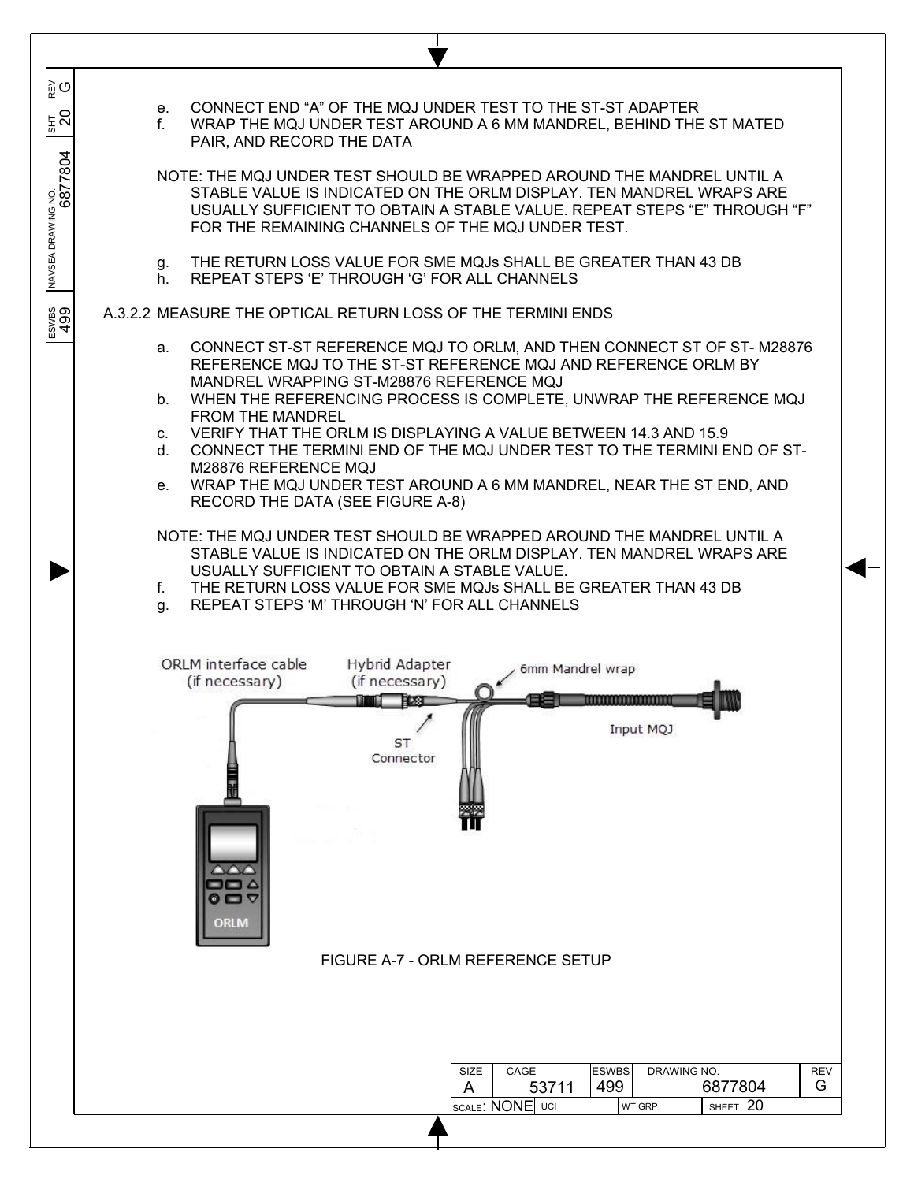e. CONNECT END “A” OF THE MQJ UNDER TEST TO THE ST-ST ADAPTER

f. WRAP THE MQJ UNDER TEST AROUND A 6 MM MANDREL, BEHIND THE ST MATED PAIR, AND RECORD THE DATA

NOTE: THE MQJ UNDER TEST SHOULD BE WRAPPED AROUND THE MANDREL UNTIL A STABLE VALUE IS INDICATED ON THE ORLM DISPLAY. TEN MANDREL WRAPS ARE USUALLY SUFFICIENT TO OBTAIN A STABLE VALUE. REPEAT STEPS “E” THROUGH “F” FOR THE REMAINING CHANNELS OF THE MQJ UNDER TEST.

g. THE RETURN LOSS VALUE FOR SME MQJs SHALL BE GREATER THAN 43 DB

h. REPEAT STEPS ‘E’ THROUGH ‘G’ FOR ALL CHANNELS

A.3.2.2 MEASURE THE OPTICAL RETURN LOSS OF THE TERMINI ENDS

a. CONNECT ST-ST REFERENCE MQJ TO ORLM, AND THEN CONNECT ST OF ST- M28876 REFERENCE MQJ TO THE ST-ST REFERENCE MQJ AND REFERENCE ORLM BY MANDREL WRAPPING ST-M28876 REFERENCE MQJ

b. WHEN THE REFERENCING PROCESS IS COMPLETE, UNWRAP THE REFERENCE MQJ FROM THE MANDREL

c. VERIFY THAT THE ORLM IS DISPLAYING A VALUE BETWEEN 14.3 AND 15.9

d. CONNECT THE TERMINI END OF THE MQJ UNDER TEST TO THE TERMINI END OF ST-M28876 REFERENCE MQJ

e. WRAP THE MQJ UNDER TEST AROUND A 6 MM MANDREL, NEAR THE ST END, AND RECORD THE DATA (SEE FIGURE A-8)

NOTE: THE MQJ UNDER TEST SHOULD BE WRAPPED AROUND THE MANDREL UNTIL A STABLE VALUE IS INDICATED ON THE ORLM DISPLAY. TEN MANDREL WRAPS ARE USUALLY SUFFICIENT TO OBTAIN A STABLE VALUE.

f. THE RETURN LOSS VALUE FOR SME MQJs SHALL BE GREATER THAN 43 DB

g. REPEAT STEPS ‘M’ THROUGH ‘N’ FOR ALL CHANNELS

FIGURE A-7 - ORLM REFERENCE SETUP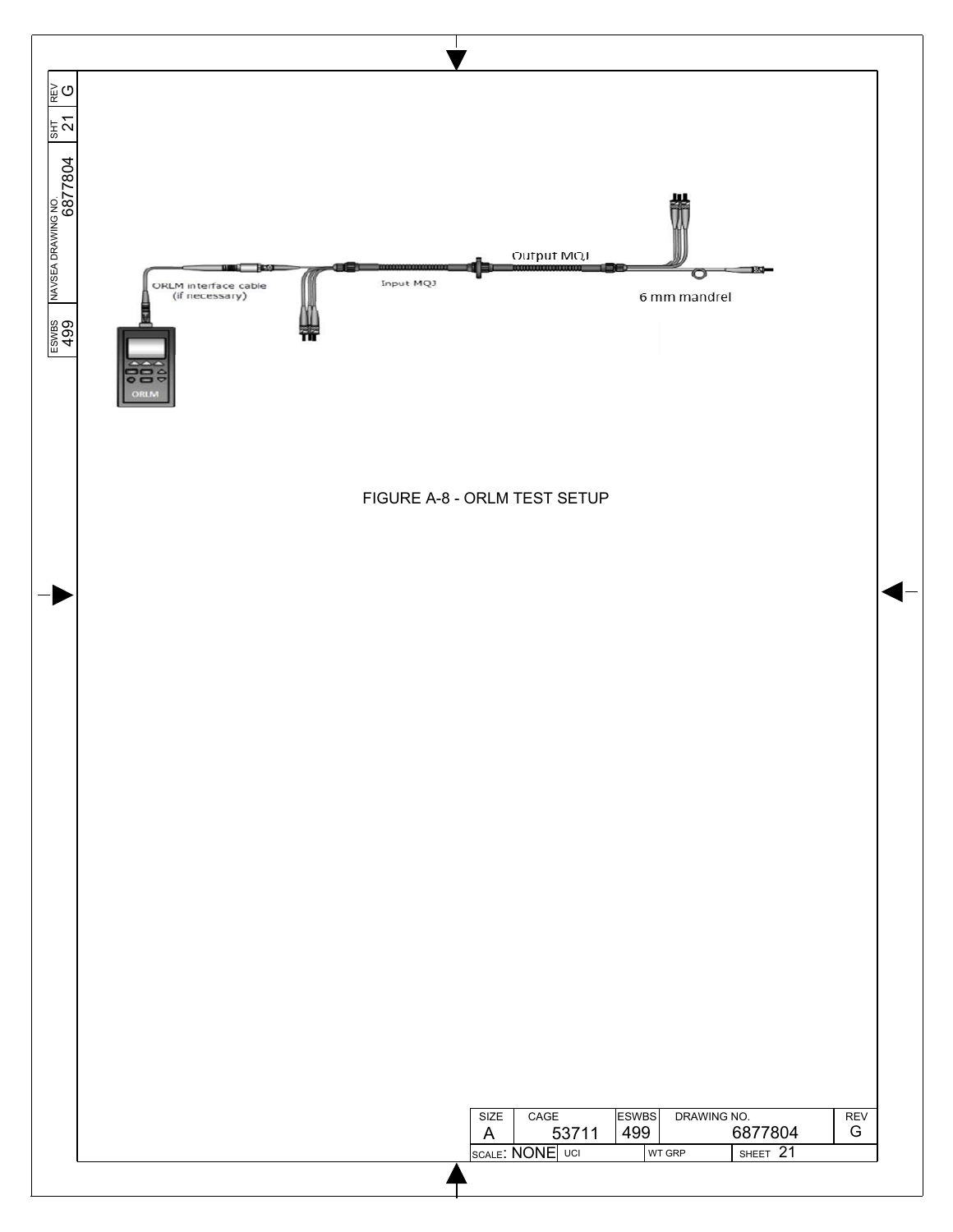ORLM interface cable
(if necessary)

Input MQJ

Output MQJ

6 mm mandrel

ORLM

FIGURE A-8 - ORLM TEST SETUP